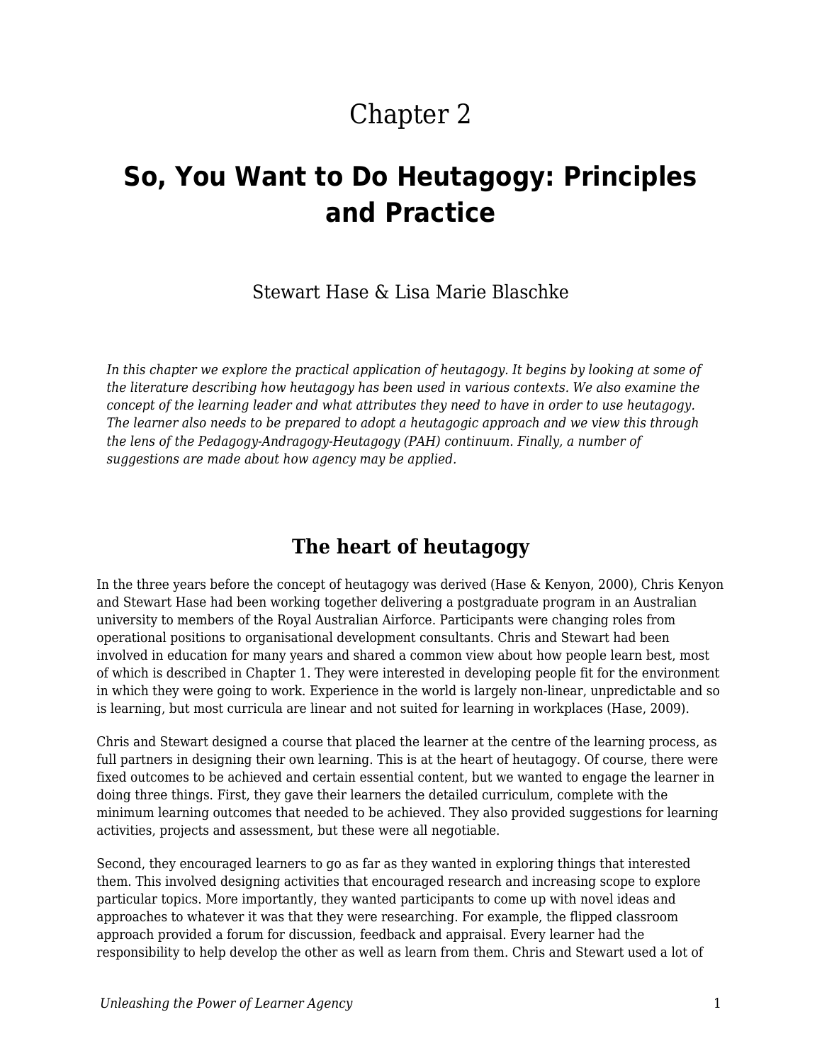# Chapter 2

# So, You Want to Do Heutagogy: Principles and Practice

Stewart Hase & Lisa Marie Blaschke

*In this chapter we explore the practical application of heutagogy. It begins by looking at some of the literature describing how heutagogy has been used in various contexts. We also examine the concept of the learning leader and what attributes they need to have in order to use heutagogy. The learner also needs to be prepared to adopt a heutagogic approach and we view this through the lens of the Pedagogy-Andragogy-Heutagogy (PAH) continuum. Finally, a number of suggestions are made about how agency may be applied.*

## The heart of heutagogy

In the three years before the concept of heutagogy was derived (Hase & Kenyon, 2000), Chris Kenyon and Stewart Hase had been working together delivering a postgraduate program in an Australian university to members of the Royal Australian Airforce. Participants were changing roles from operational positions to organisational development consultants. Chris and Stewart had been involved in education for many years and shared a common view about how people learn best, most of which is described in Chapter 1. They were interested in developing people fit for the environment in which they were going to work. Experience in the world is largely non-linear, unpredictable and so is learning, but most curricula are linear and not suited for learning in workplaces (Hase, 2009).

Chris and Stewart designed a course that placed the learner at the centre of the learning process, as full partners in designing their own learning. This is at the heart of heutagogy. Of course, there were fixed outcomes to be achieved and certain essential content, but we wanted to engage the learner in doing three things. First, they gave their learners the detailed curriculum, complete with the minimum learning outcomes that needed to be achieved. They also provided suggestions for learning activities, projects and assessment, but these were all negotiable.

Second, they encouraged learners to go as far as they wanted in exploring things that interested them. This involved designing activities that encouraged research and increasing scope to explore particular topics. More importantly, they wanted participants to come up with novel ideas and approaches to whatever it was that they were researching. For example, the flipped classroom approach provided a forum for discussion, feedback and appraisal. Every learner had the responsibility to help develop the other as well as learn from them. Chris and Stewart used a lot of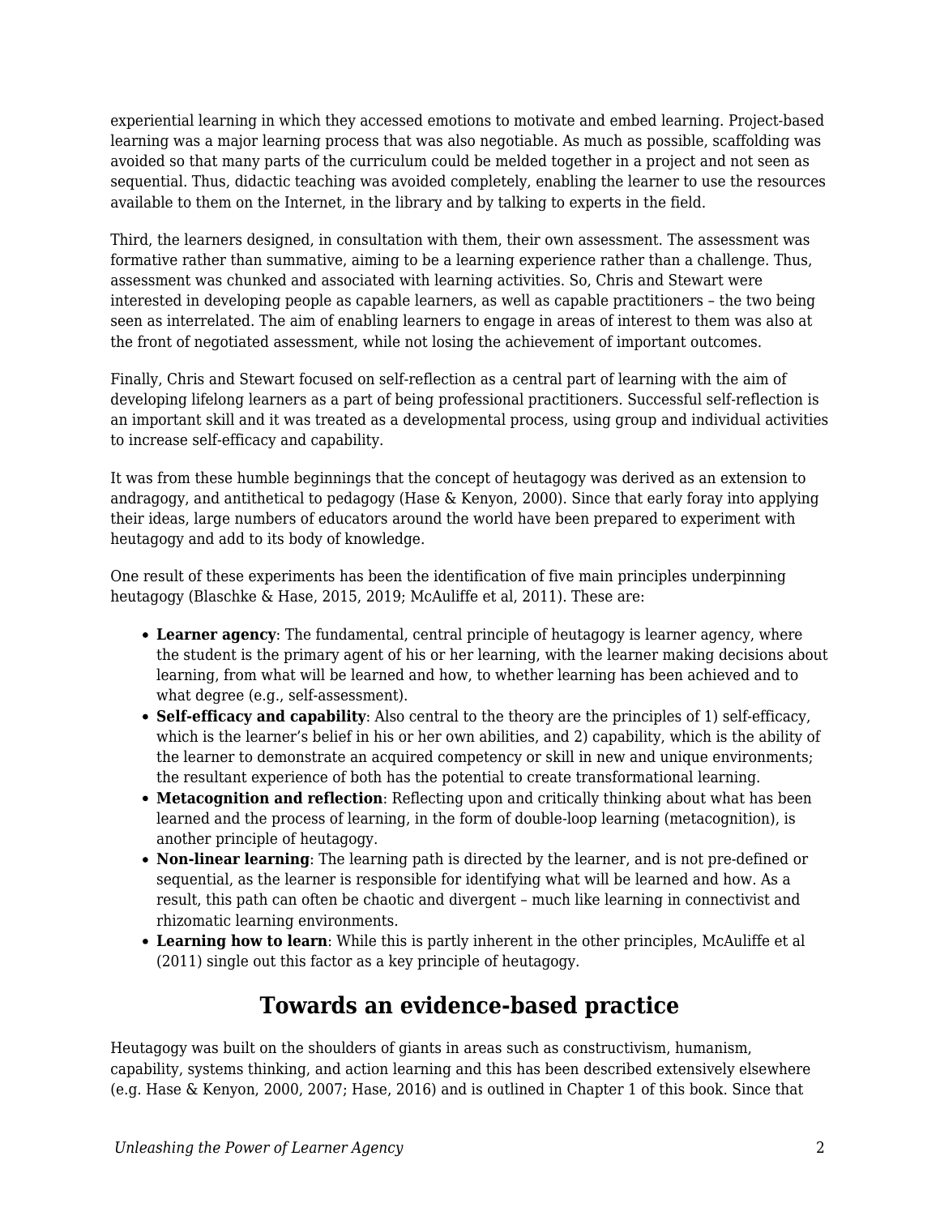experiential learning in which they accessed emotions to motivate and embed learning. Project-based learning was a major learning process that was also negotiable. As much as possible, scaffolding was avoided so that many parts of the curriculum could be melded together in a project and not seen as sequential. Thus, didactic teaching was avoided completely, enabling the learner to use the resources available to them on the Internet, in the library and by talking to experts in the field.

Third, the learners designed, in consultation with them, their own assessment. The assessment was formative rather than summative, aiming to be a learning experience rather than a challenge. Thus, assessment was chunked and associated with learning activities. So, Chris and Stewart were interested in developing people as capable learners, as well as capable practitioners – the two being seen as interrelated. The aim of enabling learners to engage in areas of interest to them was also at the front of negotiated assessment, while not losing the achievement of important outcomes.

Finally, Chris and Stewart focused on self-reflection as a central part of learning with the aim of developing lifelong learners as a part of being professional practitioners. Successful self-reflection is an important skill and it was treated as a developmental process, using group and individual activities to increase self-efficacy and capability.

It was from these humble beginnings that the concept of heutagogy was derived as an extension to andragogy, and antithetical to pedagogy (Hase & Kenyon, 2000). Since that early foray into applying their ideas, large numbers of educators around the world have been prepared to experiment with heutagogy and add to its body of knowledge.

One result of these experiments has been the identification of five main principles underpinning heutagogy (Blaschke & Hase, 2015, 2019; McAuliffe et al, 2011). These are:

- **Learner agency**: The fundamental, central principle of heutagogy is learner agency, where the student is the primary agent of his or her learning, with the learner making decisions about learning, from what will be learned and how, to whether learning has been achieved and to what degree (e.g., self-assessment).
- **Self-efficacy and capability**: Also central to the theory are the principles of 1) self-efficacy, which is the learner's belief in his or her own abilities, and 2) capability, which is the ability of the learner to demonstrate an acquired competency or skill in new and unique environments; the resultant experience of both has the potential to create transformational learning.
- **Metacognition and reflection**: Reflecting upon and critically thinking about what has been learned and the process of learning, in the form of double-loop learning (metacognition), is another principle of heutagogy.
- **Non-linear learning**: The learning path is directed by the learner, and is not pre-defined or sequential, as the learner is responsible for identifying what will be learned and how. As a result, this path can often be chaotic and divergent – much like learning in connectivist and rhizomatic learning environments.
- **Learning how to learn**: While this is partly inherent in the other principles, McAuliffe et al (2011) single out this factor as a key principle of heutagogy.

## Towards an evidence-based practice

Heutagogy was built on the shoulders of giants in areas such as constructivism, humanism, capability, systems thinking, and action learning and this has been described extensively elsewhere (e.g. Hase & Kenyon, 2000, 2007; Hase, 2016) and is outlined in Chapter 1 of this book. Since that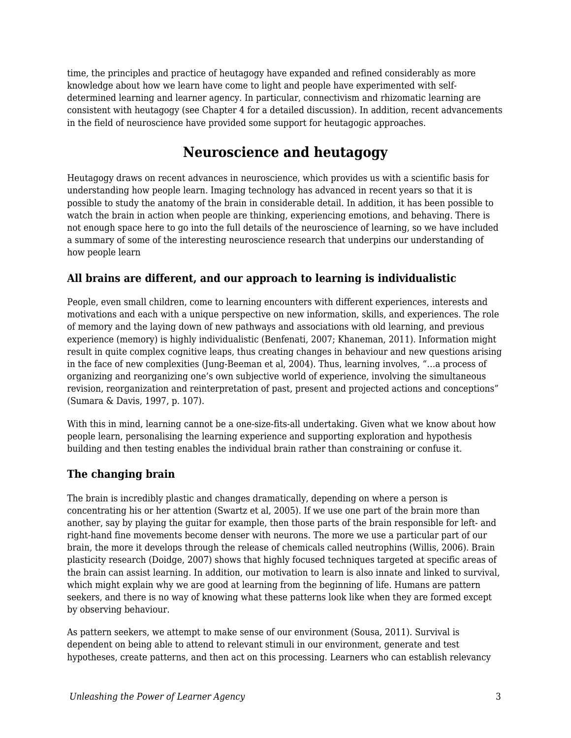time, the principles and practice of heutagogy have expanded and refined considerably as more knowledge about how we learn have come to light and people have experimented with self-determined learning and learner agency. In particular, connectivism and rhizomatic learning are consistent with heutagogy (see Chapter 4 for a detailed discussion). In addition, recent advancements in the field of neuroscience have provided some support for heutagogic approaches.

## Neuroscience and heutagogy

Heutagogy draws on recent advances in neuroscience, which provides us with a scientific basis for understanding how people learn. Imaging technology has advanced in recent years so that it is possible to study the anatomy of the brain in considerable detail. In addition, it has been possible to watch the brain in action when people are thinking, experiencing emotions, and behaving. There is not enough space here to go into the full details of the neuroscience of learning, so we have included a summary of some of the interesting neuroscience research that underpins our understanding of how people learn

### All brains are different, and our approach to learning is individualistic

People, even small children, come to learning encounters with different experiences, interests and motivations and each with a unique perspective on new information, skills, and experiences. The role of memory and the laying down of new pathways and associations with old learning, and previous experience (memory) is highly individualistic (Benfenati, 2007; Khaneman, 2011). Information might result in quite complex cognitive leaps, thus creating changes in behaviour and new questions arising in the face of new complexities (Jung-Beeman et al, 2004). Thus, learning involves, "…a process of organizing and reorganizing one's own subjective world of experience, involving the simultaneous revision, reorganization and reinterpretation of past, present and projected actions and conceptions" (Sumara & Davis, 1997, p. 107).

With this in mind, learning cannot be a one-size-fits-all undertaking. Given what we know about how people learn, personalising the learning experience and supporting exploration and hypothesis building and then testing enables the individual brain rather than constraining or confuse it.

### The changing brain

The brain is incredibly plastic and changes dramatically, depending on where a person is concentrating his or her attention (Swartz et al, 2005). If we use one part of the brain more than another, say by playing the guitar for example, then those parts of the brain responsible for left- and right-hand fine movements become denser with neurons. The more we use a particular part of our brain, the more it develops through the release of chemicals called neutrophins (Willis, 2006). Brain plasticity research (Doidge, 2007) shows that highly focused techniques targeted at specific areas of the brain can assist learning. In addition, our motivation to learn is also innate and linked to survival, which might explain why we are good at learning from the beginning of life. Humans are pattern seekers, and there is no way of knowing what these patterns look like when they are formed except by observing behaviour.

As pattern seekers, we attempt to make sense of our environment (Sousa, 2011). Survival is dependent on being able to attend to relevant stimuli in our environment, generate and test hypotheses, create patterns, and then act on this processing. Learners who can establish relevancy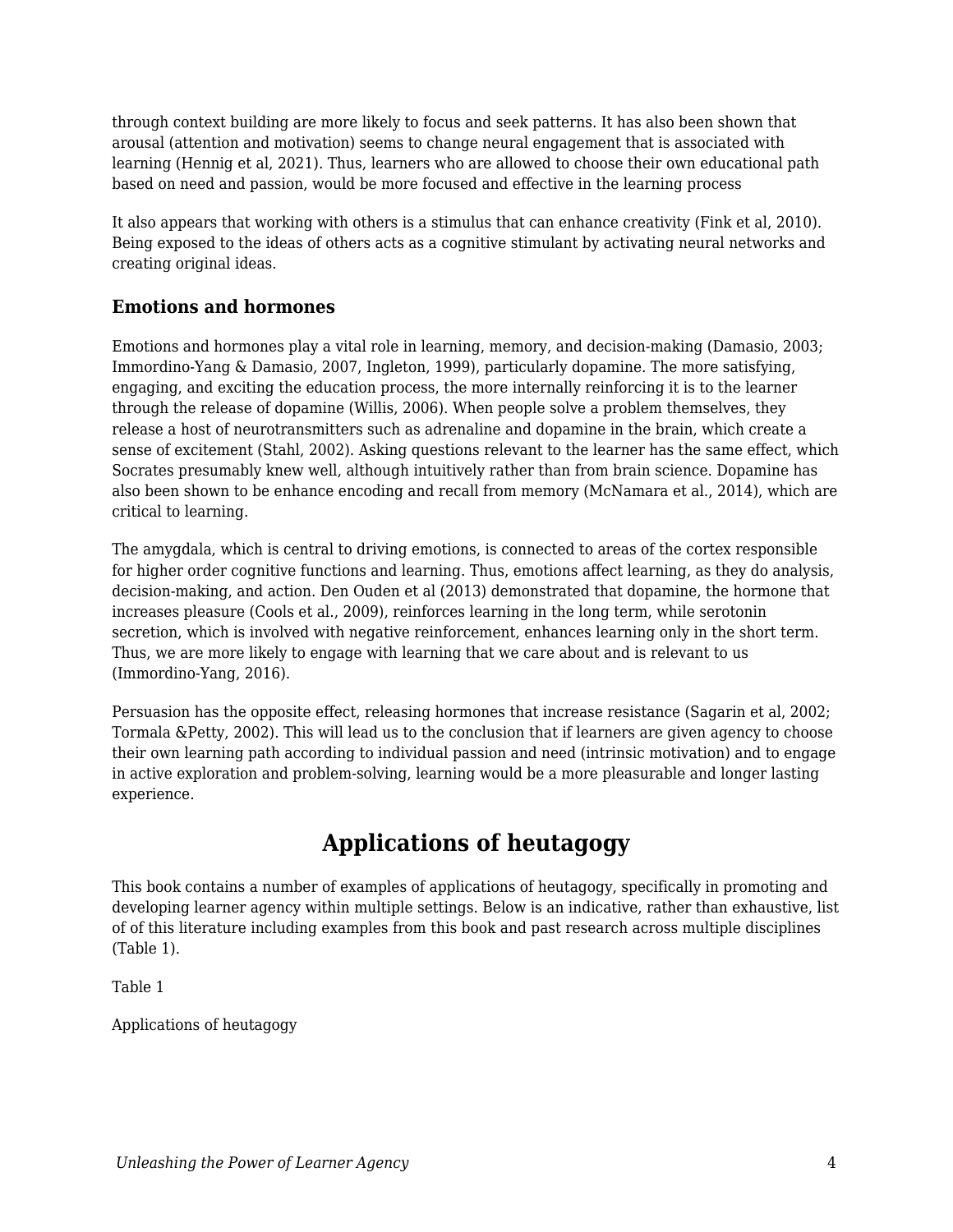through context building are more likely to focus and seek patterns. It has also been shown that arousal (attention and motivation) seems to change neural engagement that is associated with learning (Hennig et al, 2021). Thus, learners who are allowed to choose their own educational path based on need and passion, would be more focused and effective in the learning process

It also appears that working with others is a stimulus that can enhance creativity (Fink et al, 2010). Being exposed to the ideas of others acts as a cognitive stimulant by activating neural networks and creating original ideas.

### Emotions and hormones

Emotions and hormones play a vital role in learning, memory, and decision-making (Damasio, 2003; Immordino-Yang & Damasio, 2007, Ingleton, 1999), particularly dopamine. The more satisfying, engaging, and exciting the education process, the more internally reinforcing it is to the learner through the release of dopamine (Willis, 2006). When people solve a problem themselves, they release a host of neurotransmitters such as adrenaline and dopamine in the brain, which create a sense of excitement (Stahl, 2002). Asking questions relevant to the learner has the same effect, which Socrates presumably knew well, although intuitively rather than from brain science. Dopamine has also been shown to be enhance encoding and recall from memory (McNamara et al., 2014), which are critical to learning.

The amygdala, which is central to driving emotions, is connected to areas of the cortex responsible for higher order cognitive functions and learning. Thus, emotions affect learning, as they do analysis, decision-making, and action. Den Ouden et al (2013) demonstrated that dopamine, the hormone that increases pleasure (Cools et al., 2009), reinforces learning in the long term, while serotonin secretion, which is involved with negative reinforcement, enhances learning only in the short term. Thus, we are more likely to engage with learning that we care about and is relevant to us (Immordino-Yang, 2016).

Persuasion has the opposite effect, releasing hormones that increase resistance (Sagarin et al, 2002; Tormala &Petty, 2002). This will lead us to the conclusion that if learners are given agency to choose their own learning path according to individual passion and need (intrinsic motivation) and to engage in active exploration and problem-solving, learning would be a more pleasurable and longer lasting experience.

## Applications of heutagogy

This book contains a number of examples of applications of heutagogy, specifically in promoting and developing learner agency within multiple settings. Below is an indicative, rather than exhaustive, list of of this literature including examples from this book and past research across multiple disciplines (Table 1).

Table 1

Applications of heutagogy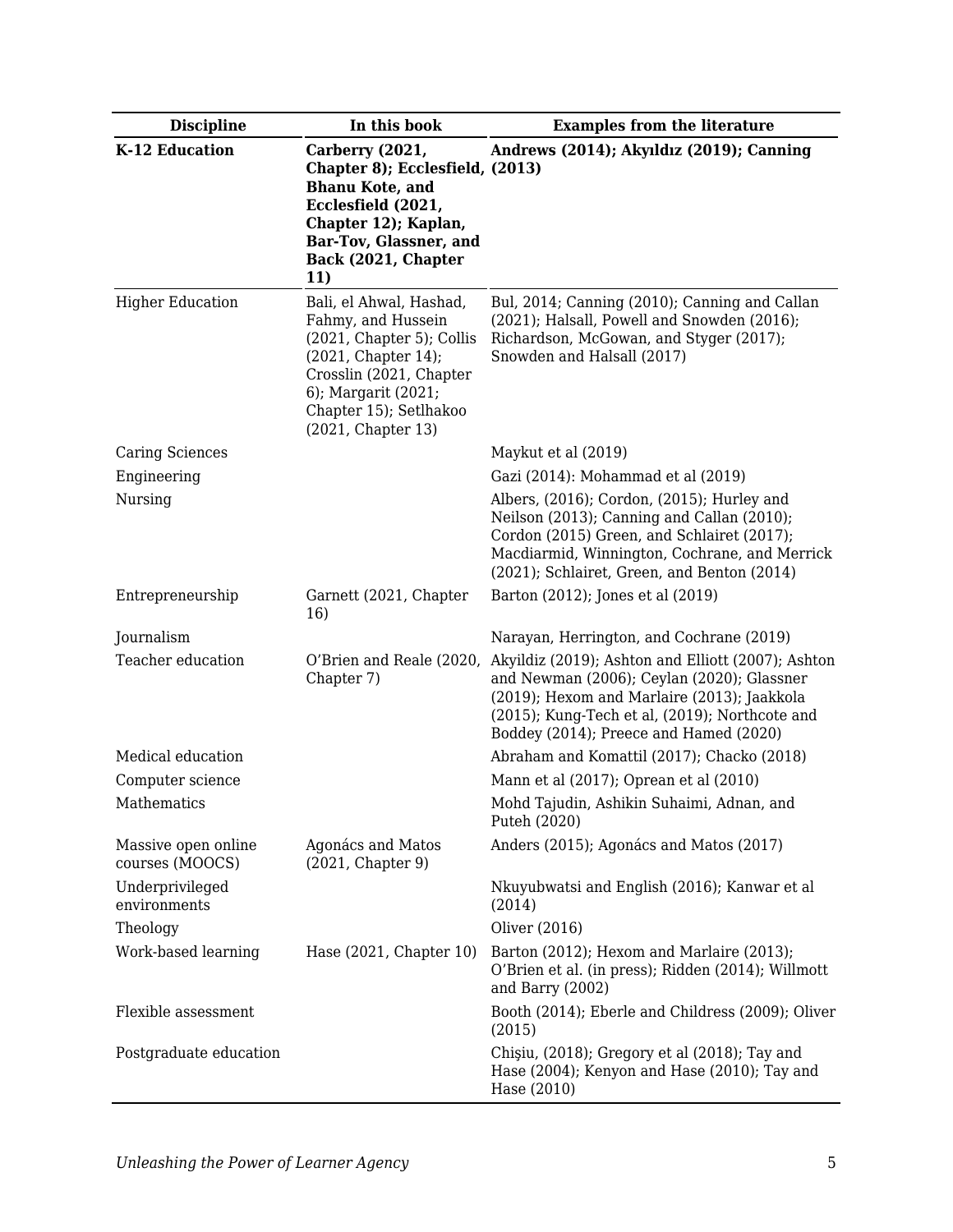| Discipline | In this book | Examples from the literature |
|---|---|---|
| **K-12 Education** | **Carberry (2021, Chapter 8); Ecclesfield, Bhanu Kote, and Ecclesfield (2021, Chapter 12); Kaplan, Bar-Tov, Glassner, and Back (2021, Chapter 11)** | **Andrews (2014); Akyıldız (2019); Canning (2013)** |
| Higher Education | Bali, el Ahwal, Hashad, Fahmy, and Hussein (2021, Chapter 5); Collis (2021, Chapter 14); Crosslin (2021, Chapter 6); Margarit (2021; Chapter 15); Setlhakoo (2021, Chapter 13) | Bul, 2014; Canning (2010); Canning and Callan (2021); Halsall, Powell and Snowden (2016); Richardson, McGowan, and Styger (2017); Snowden and Halsall (2017) |
| Caring Sciences | | Maykut et al (2019) |
| Engineering | | Gazi (2014): Mohammad et al (2019) |
| Nursing | | Albers, (2016); Cordon, (2015); Hurley and Neilson (2013); Canning and Callan (2010); Cordon (2015) Green, and Schlairet (2017); Macdiarmid, Winnington, Cochrane, and Merrick (2021); Schlairet, Green, and Benton (2014) |
| Entrepreneurship | Garnett (2021, Chapter 16) | Barton (2012); Jones et al (2019) |
| Journalism | | Narayan, Herrington, and Cochrane (2019) |
| Teacher education | O'Brien and Reale (2020, Chapter 7) | Akyildiz (2019); Ashton and Elliott (2007); Ashton and Newman (2006); Ceylan (2020); Glassner (2019); Hexom and Marlaire (2013); Jaakkola (2015); Kung-Tech et al, (2019); Northcote and Boddey (2014); Preece and Hamed (2020) |
| Medical education | | Abraham and Komattil (2017); Chacko (2018) |
| Computer science | | Mann et al (2017); Oprean et al (2010) |
| Mathematics | | Mohd Tajudin, Ashikin Suhaimi, Adnan, and Puteh (2020) |
| Massive open online courses (MOOCS) | Agonács and Matos (2021, Chapter 9) | Anders (2015); Agonács and Matos (2017) |
| Underprivileged environments | | Nkuyubwatsi and English (2016); Kanwar et al (2014) |
| Theology | | Oliver (2016) |
| Work-based learning | Hase (2021, Chapter 10) | Barton (2012); Hexom and Marlaire (2013); O'Brien et al. (in press); Ridden (2014); Willmott and Barry (2002) |
| Flexible assessment | | Booth (2014); Eberle and Childress (2009); Oliver (2015) |
| Postgraduate education | | Chişiu, (2018); Gregory et al (2018); Tay and Hase (2004); Kenyon and Hase (2010); Tay and Hase (2010) |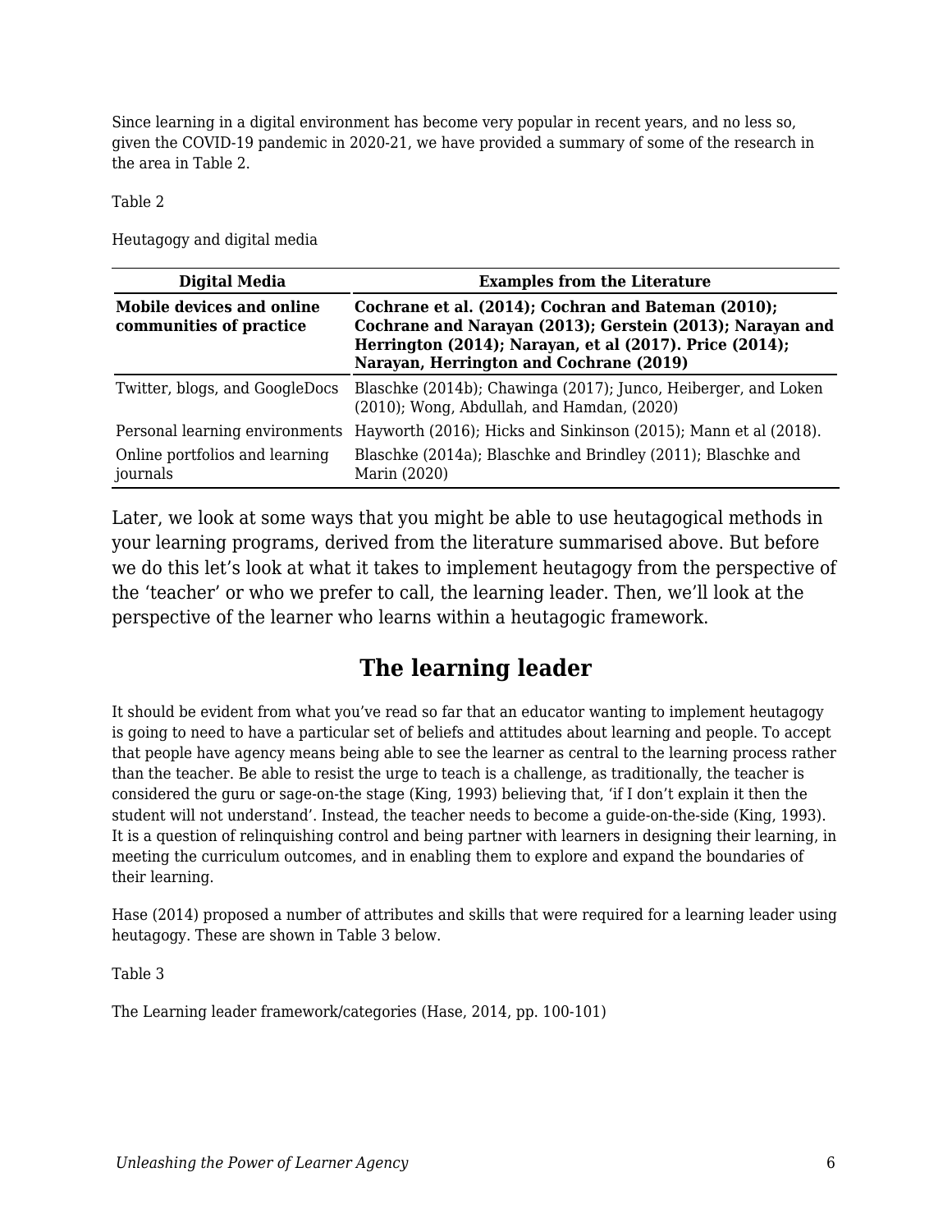Since learning in a digital environment has become very popular in recent years, and no less so, given the COVID-19 pandemic in 2020-21, we have provided a summary of some of the research in the area in Table 2.

Table 2

Heutagogy and digital media

| Digital Media | Examples from the Literature |
|---|---|
| **Mobile devices and online communities of practice** | **Cochrane et al. (2014); Cochran and Bateman (2010); Cochrane and Narayan (2013); Gerstein (2013); Narayan and Herrington (2014); Narayan, et al (2017). Price (2014); Narayan, Herrington and Cochrane (2019)** |
| Twitter, blogs, and GoogleDocs | Blaschke (2014b); Chawinga (2017); Junco, Heiberger, and Loken (2010); Wong, Abdullah, and Hamdan, (2020) |
| Personal learning environments | Hayworth (2016); Hicks and Sinkinson (2015); Mann et al (2018). |
| Online portfolios and learning journals | Blaschke (2014a); Blaschke and Brindley (2011); Blaschke and Marin (2020) |

Later, we look at some ways that you might be able to use heutagogical methods in your learning programs, derived from the literature summarised above. But before we do this let's look at what it takes to implement heutagogy from the perspective of the 'teacher' or who we prefer to call, the learning leader. Then, we'll look at the perspective of the learner who learns within a heutagogic framework.

## The learning leader

It should be evident from what you've read so far that an educator wanting to implement heutagogy is going to need to have a particular set of beliefs and attitudes about learning and people. To accept that people have agency means being able to see the learner as central to the learning process rather than the teacher. Be able to resist the urge to teach is a challenge, as traditionally, the teacher is considered the guru or sage-on-the stage (King, 1993) believing that, 'if I don't explain it then the student will not understand'. Instead, the teacher needs to become a guide-on-the-side (King, 1993). It is a question of relinquishing control and being partner with learners in designing their learning, in meeting the curriculum outcomes, and in enabling them to explore and expand the boundaries of their learning.

Hase (2014) proposed a number of attributes and skills that were required for a learning leader using heutagogy. These are shown in Table 3 below.

Table 3

The Learning leader framework/categories (Hase, 2014, pp. 100-101)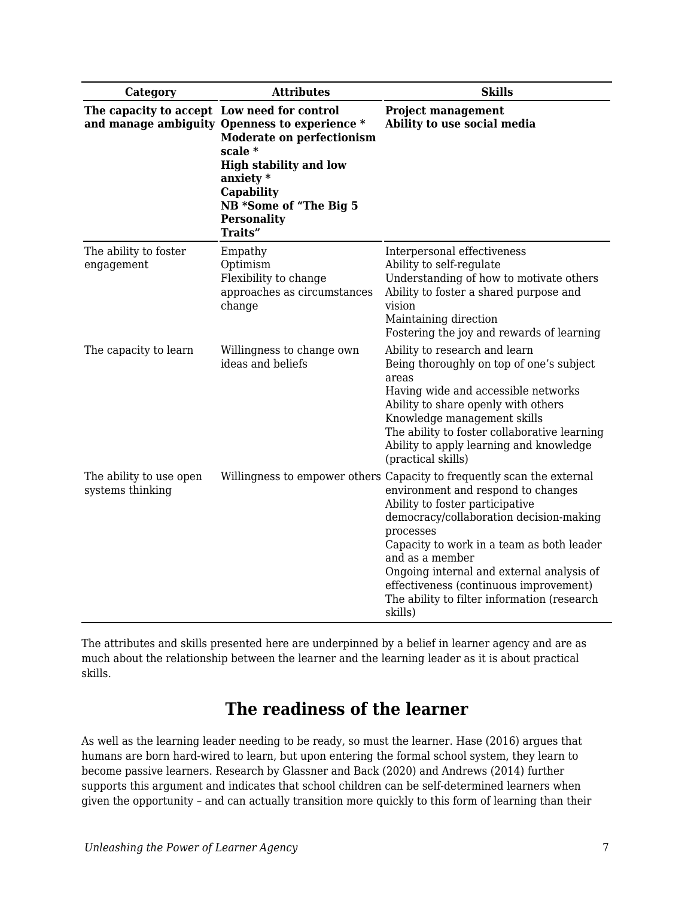| Category | Attributes | Skills |
|---|---|---|
| **The capacity to accept and manage ambiguity** | **Low need for control**<br>**Openness to experience ***<br>**Moderate on perfectionism scale ***<br>**High stability and low anxiety ***<br>**Capability**<br>**NB *Some of "The Big 5 Personality Traits"** | **Project management**<br>**Ability to use social media** |
| The ability to foster engagement | Empathy<br>Optimism<br>Flexibility to change approaches as circumstances change | Interpersonal effectiveness<br>Ability to self-regulate<br>Understanding of how to motivate others<br>Ability to foster a shared purpose and vision<br>Maintaining direction<br>Fostering the joy and rewards of learning |
| The capacity to learn | Willingness to change own ideas and beliefs | Ability to research and learn<br>Being thoroughly on top of one's subject areas<br>Having wide and accessible networks<br>Ability to share openly with others<br>Knowledge management skills<br>The ability to foster collaborative learning<br>Ability to apply learning and knowledge (practical skills) |
| The ability to use open systems thinking | Willingness to empower others | Capacity to frequently scan the external environment and respond to changes<br>Ability to foster participative democracy/collaboration decision-making processes<br>Capacity to work in a team as both leader and as a member<br>Ongoing internal and external analysis of effectiveness (continuous improvement)<br>The ability to filter information (research skills) |

The attributes and skills presented here are underpinned by a belief in learner agency and are as much about the relationship between the learner and the learning leader as it is about practical skills.

## The readiness of the learner

As well as the learning leader needing to be ready, so must the learner. Hase (2016) argues that humans are born hard-wired to learn, but upon entering the formal school system, they learn to become passive learners. Research by Glassner and Back (2020) and Andrews (2014) further supports this argument and indicates that school children can be self-determined learners when given the opportunity – and can actually transition more quickly to this form of learning than their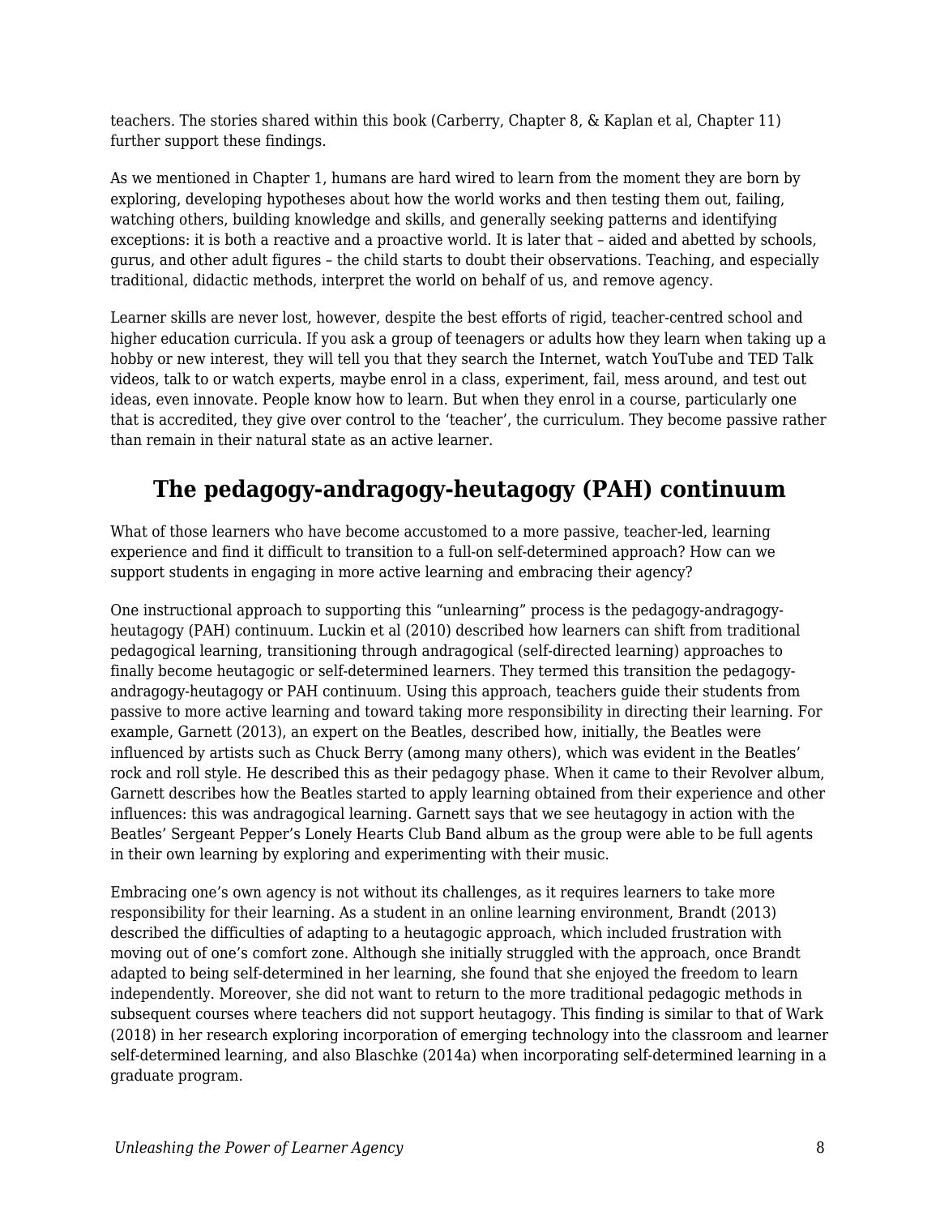teachers. The stories shared within this book (Carberry, Chapter 8, & Kaplan et al, Chapter 11) further support these findings.

As we mentioned in Chapter 1, humans are hard wired to learn from the moment they are born by exploring, developing hypotheses about how the world works and then testing them out, failing, watching others, building knowledge and skills, and generally seeking patterns and identifying exceptions: it is both a reactive and a proactive world. It is later that – aided and abetted by schools, gurus, and other adult figures – the child starts to doubt their observations. Teaching, and especially traditional, didactic methods, interpret the world on behalf of us, and remove agency.

Learner skills are never lost, however, despite the best efforts of rigid, teacher-centred school and higher education curricula. If you ask a group of teenagers or adults how they learn when taking up a hobby or new interest, they will tell you that they search the Internet, watch YouTube and TED Talk videos, talk to or watch experts, maybe enrol in a class, experiment, fail, mess around, and test out ideas, even innovate. People know how to learn. But when they enrol in a course, particularly one that is accredited, they give over control to the 'teacher', the curriculum. They become passive rather than remain in their natural state as an active learner.

## The pedagogy-andragogy-heutagogy (PAH) continuum

What of those learners who have become accustomed to a more passive, teacher-led, learning experience and find it difficult to transition to a full-on self-determined approach? How can we support students in engaging in more active learning and embracing their agency?

One instructional approach to supporting this "unlearning" process is the pedagogy-andragogy-heutagogy (PAH) continuum. Luckin et al (2010) described how learners can shift from traditional pedagogical learning, transitioning through andragogical (self-directed learning) approaches to finally become heutagogic or self-determined learners. They termed this transition the pedagogy-andragogy-heutagogy or PAH continuum. Using this approach, teachers guide their students from passive to more active learning and toward taking more responsibility in directing their learning. For example, Garnett (2013), an expert on the Beatles, described how, initially, the Beatles were influenced by artists such as Chuck Berry (among many others), which was evident in the Beatles' rock and roll style. He described this as their pedagogy phase. When it came to their Revolver album, Garnett describes how the Beatles started to apply learning obtained from their experience and other influences: this was andragogical learning. Garnett says that we see heutagogy in action with the Beatles' Sergeant Pepper's Lonely Hearts Club Band album as the group were able to be full agents in their own learning by exploring and experimenting with their music.

Embracing one's own agency is not without its challenges, as it requires learners to take more responsibility for their learning. As a student in an online learning environment, Brandt (2013) described the difficulties of adapting to a heutagogic approach, which included frustration with moving out of one's comfort zone. Although she initially struggled with the approach, once Brandt adapted to being self-determined in her learning, she found that she enjoyed the freedom to learn independently. Moreover, she did not want to return to the more traditional pedagogic methods in subsequent courses where teachers did not support heutagogy. This finding is similar to that of Wark (2018) in her research exploring incorporation of emerging technology into the classroom and learner self-determined learning, and also Blaschke (2014a) when incorporating self-determined learning in a graduate program.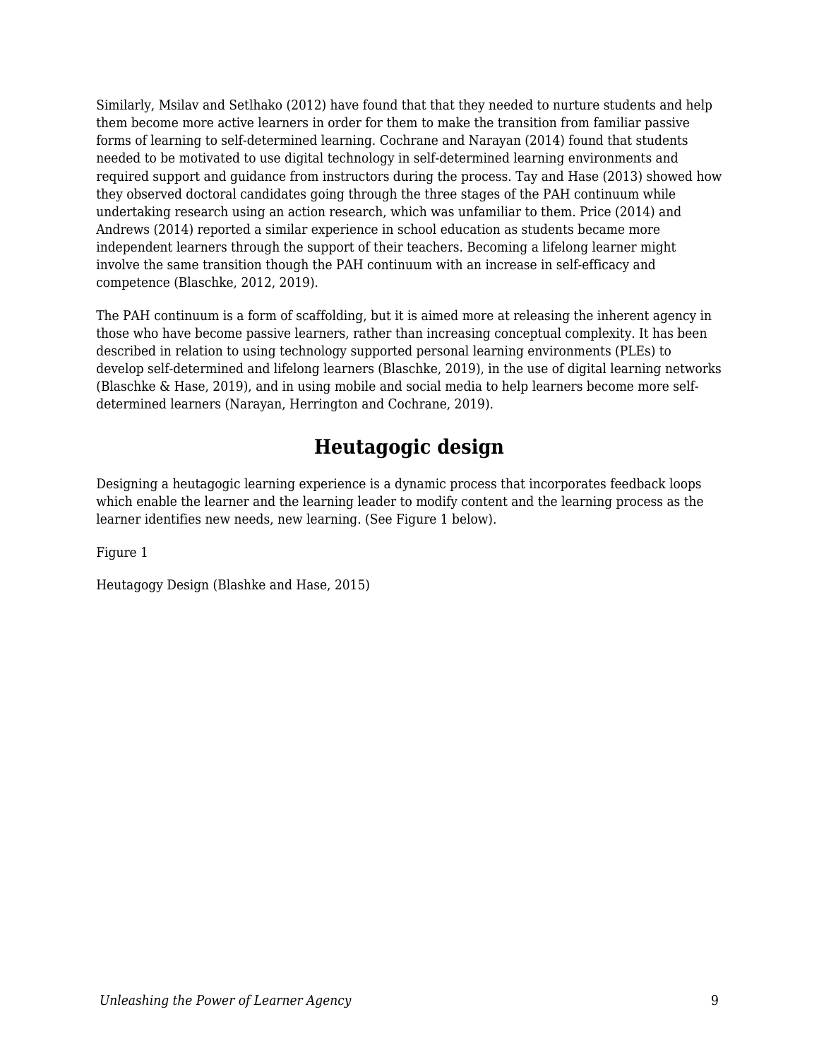Similarly, Msilav and Setlhako (2012) have found that that they needed to nurture students and help them become more active learners in order for them to make the transition from familiar passive forms of learning to self-determined learning. Cochrane and Narayan (2014) found that students needed to be motivated to use digital technology in self-determined learning environments and required support and guidance from instructors during the process. Tay and Hase (2013) showed how they observed doctoral candidates going through the three stages of the PAH continuum while undertaking research using an action research, which was unfamiliar to them. Price (2014) and Andrews (2014) reported a similar experience in school education as students became more independent learners through the support of their teachers. Becoming a lifelong learner might involve the same transition though the PAH continuum with an increase in self-efficacy and competence (Blaschke, 2012, 2019).

The PAH continuum is a form of scaffolding, but it is aimed more at releasing the inherent agency in those who have become passive learners, rather than increasing conceptual complexity. It has been described in relation to using technology supported personal learning environments (PLEs) to develop self-determined and lifelong learners (Blaschke, 2019), in the use of digital learning networks (Blaschke & Hase, 2019), and in using mobile and social media to help learners become more self-determined learners (Narayan, Herrington and Cochrane, 2019).

## Heutagogic design

Designing a heutagogic learning experience is a dynamic process that incorporates feedback loops which enable the learner and the learning leader to modify content and the learning process as the learner identifies new needs, new learning. (See Figure 1 below).

Figure 1

Heutagogy Design (Blashke and Hase, 2015)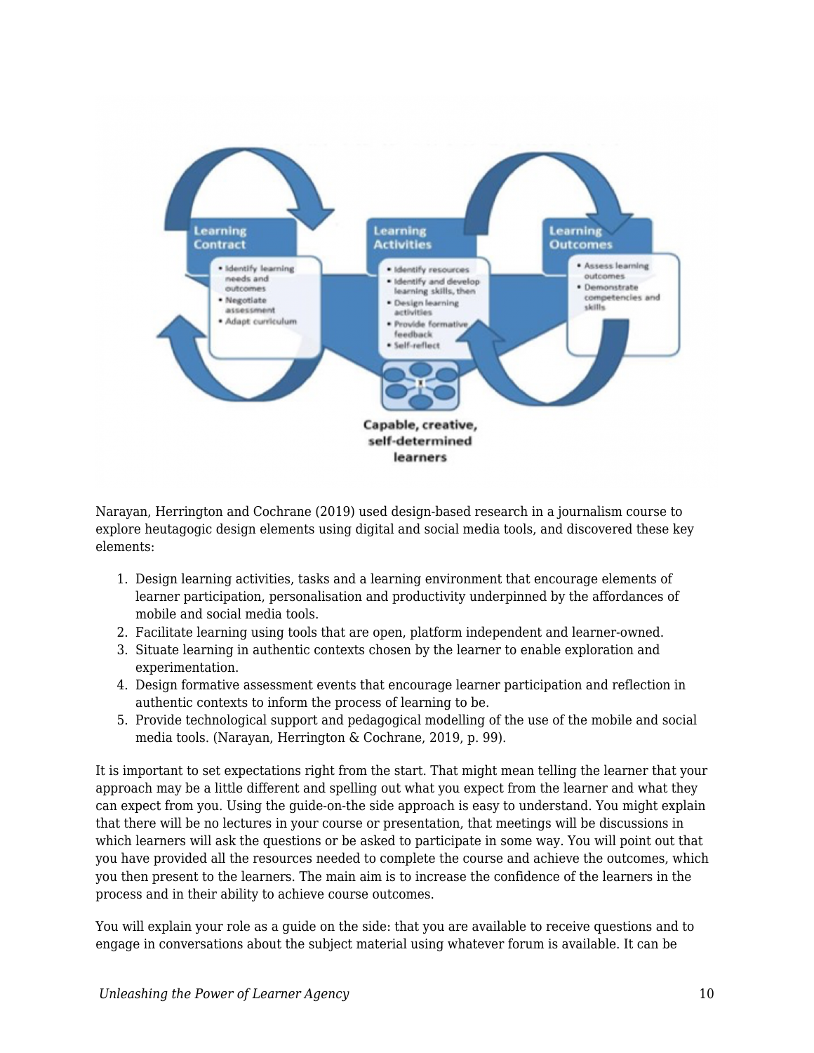Narayan, Herrington and Cochrane (2019) used design-based research in a journalism course to explore heutagogic design elements using digital and social media tools, and discovered these key elements:

1. Design learning activities, tasks and a learning environment that encourage elements of learner participation, personalisation and productivity underpinned by the affordances of mobile and social media tools.
2. Facilitate learning using tools that are open, platform independent and learner-owned.
3. Situate learning in authentic contexts chosen by the learner to enable exploration and experimentation.
4. Design formative assessment events that encourage learner participation and reflection in authentic contexts to inform the process of learning to be.
5. Provide technological support and pedagogical modelling of the use of the mobile and social media tools. (Narayan, Herrington & Cochrane, 2019, p. 99).

It is important to set expectations right from the start. That might mean telling the learner that your approach may be a little different and spelling out what you expect from the learner and what they can expect from you. Using the guide-on-the side approach is easy to understand. You might explain that there will be no lectures in your course or presentation, that meetings will be discussions in which learners will ask the questions or be asked to participate in some way. You will point out that you have provided all the resources needed to complete the course and achieve the outcomes, which you then present to the learners. The main aim is to increase the confidence of the learners in the process and in their ability to achieve course outcomes.

You will explain your role as a guide on the side: that you are available to receive questions and to engage in conversations about the subject material using whatever forum is available. It can be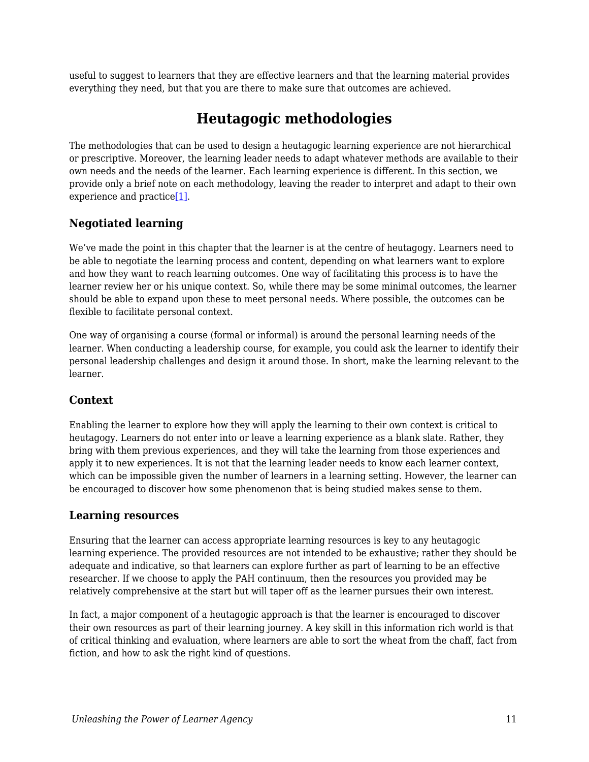useful to suggest to learners that they are effective learners and that the learning material provides everything they need, but that you are there to make sure that outcomes are achieved.

## Heutagogic methodologies

The methodologies that can be used to design a heutagogic learning experience are not hierarchical or prescriptive. Moreover, the learning leader needs to adapt whatever methods are available to their own needs and the needs of the learner. Each learning experience is different. In this section, we provide only a brief note on each methodology, leaving the reader to interpret and adapt to their own experience and practice[1].

### Negotiated learning

We’ve made the point in this chapter that the learner is at the centre of heutagogy. Learners need to be able to negotiate the learning process and content, depending on what learners want to explore and how they want to reach learning outcomes. One way of facilitating this process is to have the learner review her or his unique context. So, while there may be some minimal outcomes, the learner should be able to expand upon these to meet personal needs. Where possible, the outcomes can be flexible to facilitate personal context.

One way of organising a course (formal or informal) is around the personal learning needs of the learner. When conducting a leadership course, for example, you could ask the learner to identify their personal leadership challenges and design it around those. In short, make the learning relevant to the learner.

### Context

Enabling the learner to explore how they will apply the learning to their own context is critical to heutagogy. Learners do not enter into or leave a learning experience as a blank slate. Rather, they bring with them previous experiences, and they will take the learning from those experiences and apply it to new experiences. It is not that the learning leader needs to know each learner context, which can be impossible given the number of learners in a learning setting. However, the learner can be encouraged to discover how some phenomenon that is being studied makes sense to them.

### Learning resources

Ensuring that the learner can access appropriate learning resources is key to any heutagogic learning experience. The provided resources are not intended to be exhaustive; rather they should be adequate and indicative, so that learners can explore further as part of learning to be an effective researcher. If we choose to apply the PAH continuum, then the resources you provided may be relatively comprehensive at the start but will taper off as the learner pursues their own interest.

In fact, a major component of a heutagogic approach is that the learner is encouraged to discover their own resources as part of their learning journey. A key skill in this information rich world is that of critical thinking and evaluation, where learners are able to sort the wheat from the chaff, fact from fiction, and how to ask the right kind of questions.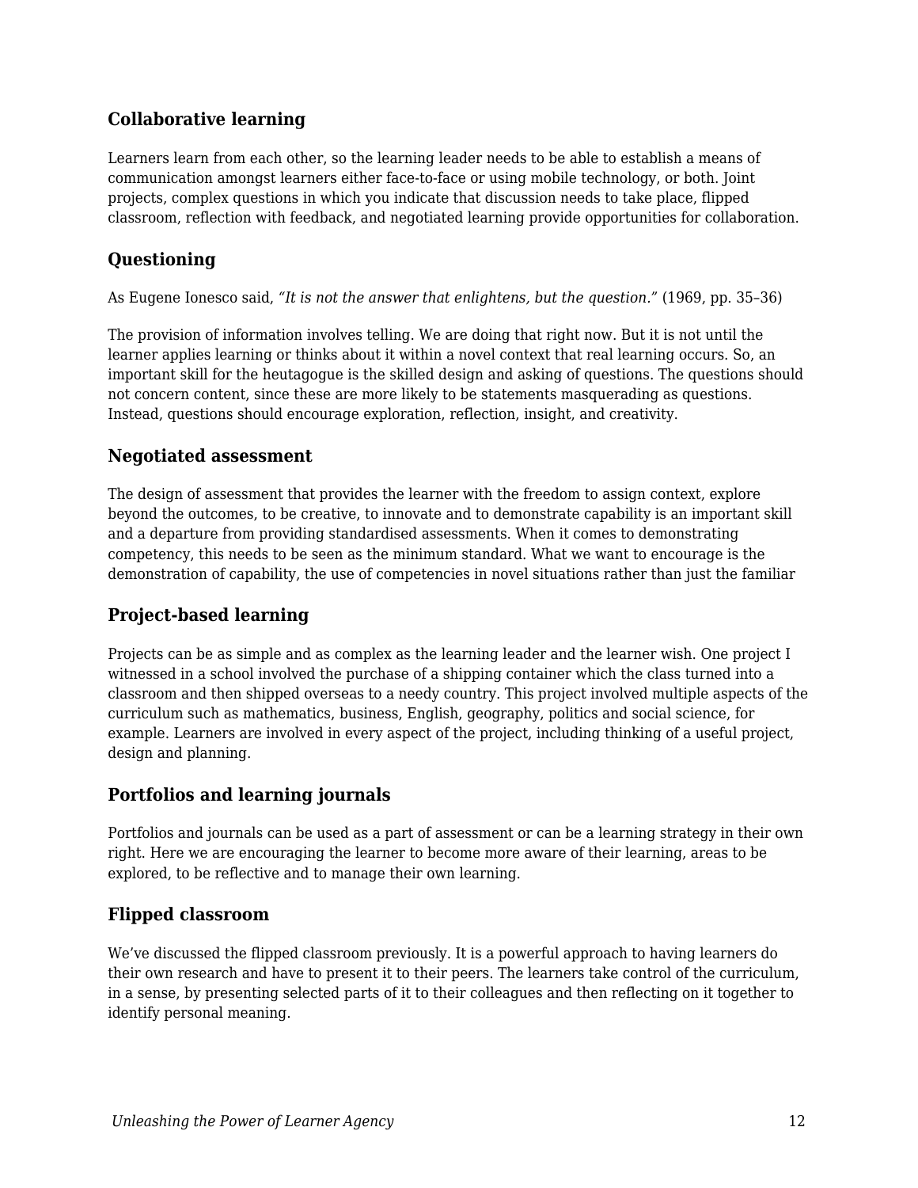### Collaborative learning

Learners learn from each other, so the learning leader needs to be able to establish a means of communication amongst learners either face-to-face or using mobile technology, or both. Joint projects, complex questions in which you indicate that discussion needs to take place, flipped classroom, reflection with feedback, and negotiated learning provide opportunities for collaboration.

### Questioning

As Eugene Ionesco said, *"It is not the answer that enlightens, but the question."* (1969, pp. 35–36)

The provision of information involves telling. We are doing that right now. But it is not until the learner applies learning or thinks about it within a novel context that real learning occurs. So, an important skill for the heutagogue is the skilled design and asking of questions. The questions should not concern content, since these are more likely to be statements masquerading as questions. Instead, questions should encourage exploration, reflection, insight, and creativity.

### Negotiated assessment

The design of assessment that provides the learner with the freedom to assign context, explore beyond the outcomes, to be creative, to innovate and to demonstrate capability is an important skill and a departure from providing standardised assessments. When it comes to demonstrating competency, this needs to be seen as the minimum standard. What we want to encourage is the demonstration of capability, the use of competencies in novel situations rather than just the familiar

### Project-based learning

Projects can be as simple and as complex as the learning leader and the learner wish. One project I witnessed in a school involved the purchase of a shipping container which the class turned into a classroom and then shipped overseas to a needy country. This project involved multiple aspects of the curriculum such as mathematics, business, English, geography, politics and social science, for example. Learners are involved in every aspect of the project, including thinking of a useful project, design and planning.

### Portfolios and learning journals

Portfolios and journals can be used as a part of assessment or can be a learning strategy in their own right. Here we are encouraging the learner to become more aware of their learning, areas to be explored, to be reflective and to manage their own learning.

### Flipped classroom

We've discussed the flipped classroom previously. It is a powerful approach to having learners do their own research and have to present it to their peers. The learners take control of the curriculum, in a sense, by presenting selected parts of it to their colleagues and then reflecting on it together to identify personal meaning.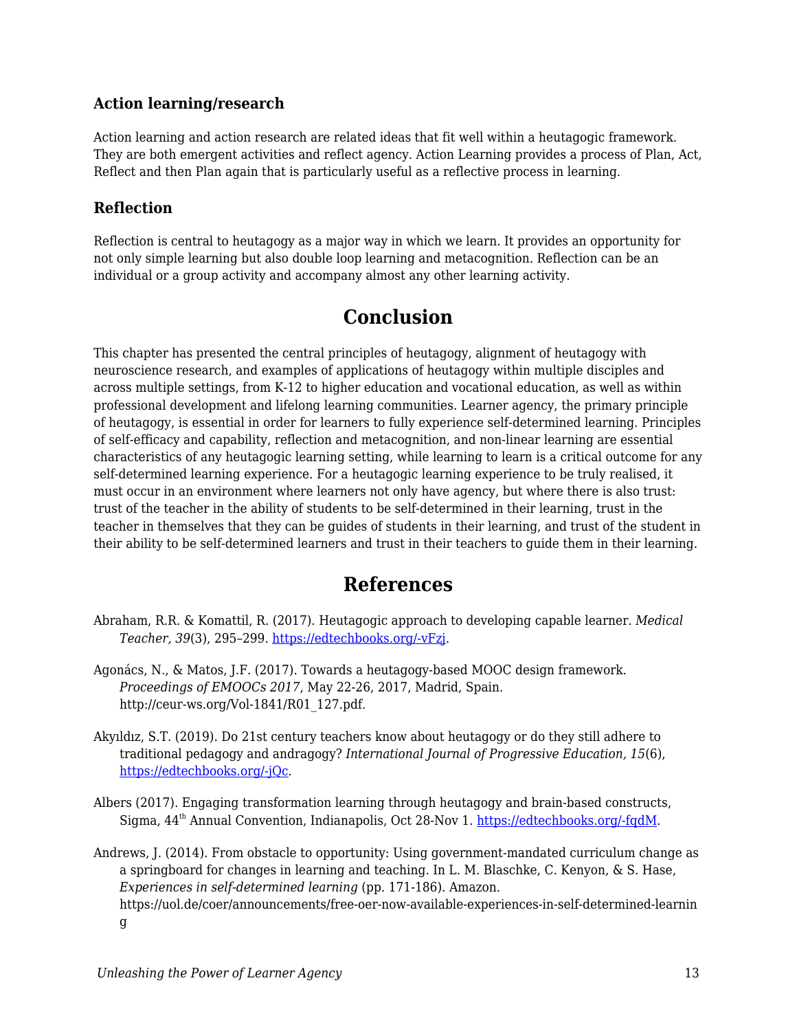### Action learning/research

Action learning and action research are related ideas that fit well within a heutagogic framework. They are both emergent activities and reflect agency. Action Learning provides a process of Plan, Act, Reflect and then Plan again that is particularly useful as a reflective process in learning.

### Reflection

Reflection is central to heutagogy as a major way in which we learn. It provides an opportunity for not only simple learning but also double loop learning and metacognition. Reflection can be an individual or a group activity and accompany almost any other learning activity.

## Conclusion

This chapter has presented the central principles of heutagogy, alignment of heutagogy with neuroscience research, and examples of applications of heutagogy within multiple disciples and across multiple settings, from K-12 to higher education and vocational education, as well as within professional development and lifelong learning communities. Learner agency, the primary principle of heutagogy, is essential in order for learners to fully experience self-determined learning. Principles of self-efficacy and capability, reflection and metacognition, and non-linear learning are essential characteristics of any heutagogic learning setting, while learning to learn is a critical outcome for any self-determined learning experience. For a heutagogic learning experience to be truly realised, it must occur in an environment where learners not only have agency, but where there is also trust: trust of the teacher in the ability of students to be self-determined in their learning, trust in the teacher in themselves that they can be guides of students in their learning, and trust of the student in their ability to be self-determined learners and trust in their teachers to guide them in their learning.

## References

Abraham, R.R. & Komattil, R. (2017). Heutagogic approach to developing capable learner. *Medical Teacher, 39*(3), 295–299. https://edtechbooks.org/-vFzj.

Agonács, N., & Matos, J.F. (2017). Towards a heutagogy-based MOOC design framework. *Proceedings of EMOOCs 2017*, May 22-26, 2017, Madrid, Spain. http://ceur-ws.org/Vol-1841/R01_127.pdf.

Akyıldız, S.T. (2019). Do 21st century teachers know about heutagogy or do they still adhere to traditional pedagogy and andragogy? *International Journal of Progressive Education, 15*(6), https://edtechbooks.org/-jQc.

Albers (2017). Engaging transformation learning through heutagogy and brain-based constructs, Sigma, 44th Annual Convention, Indianapolis, Oct 28-Nov 1. https://edtechbooks.org/-fqdM.

Andrews, J. (2014). From obstacle to opportunity: Using government-mandated curriculum change as a springboard for changes in learning and teaching. In L. M. Blaschke, C. Kenyon, & S. Hase, *Experiences in self-determined learning* (pp. 171-186). Amazon. https://uol.de/coer/announcements/free-oer-now-available-experiences-in-self-determined-learning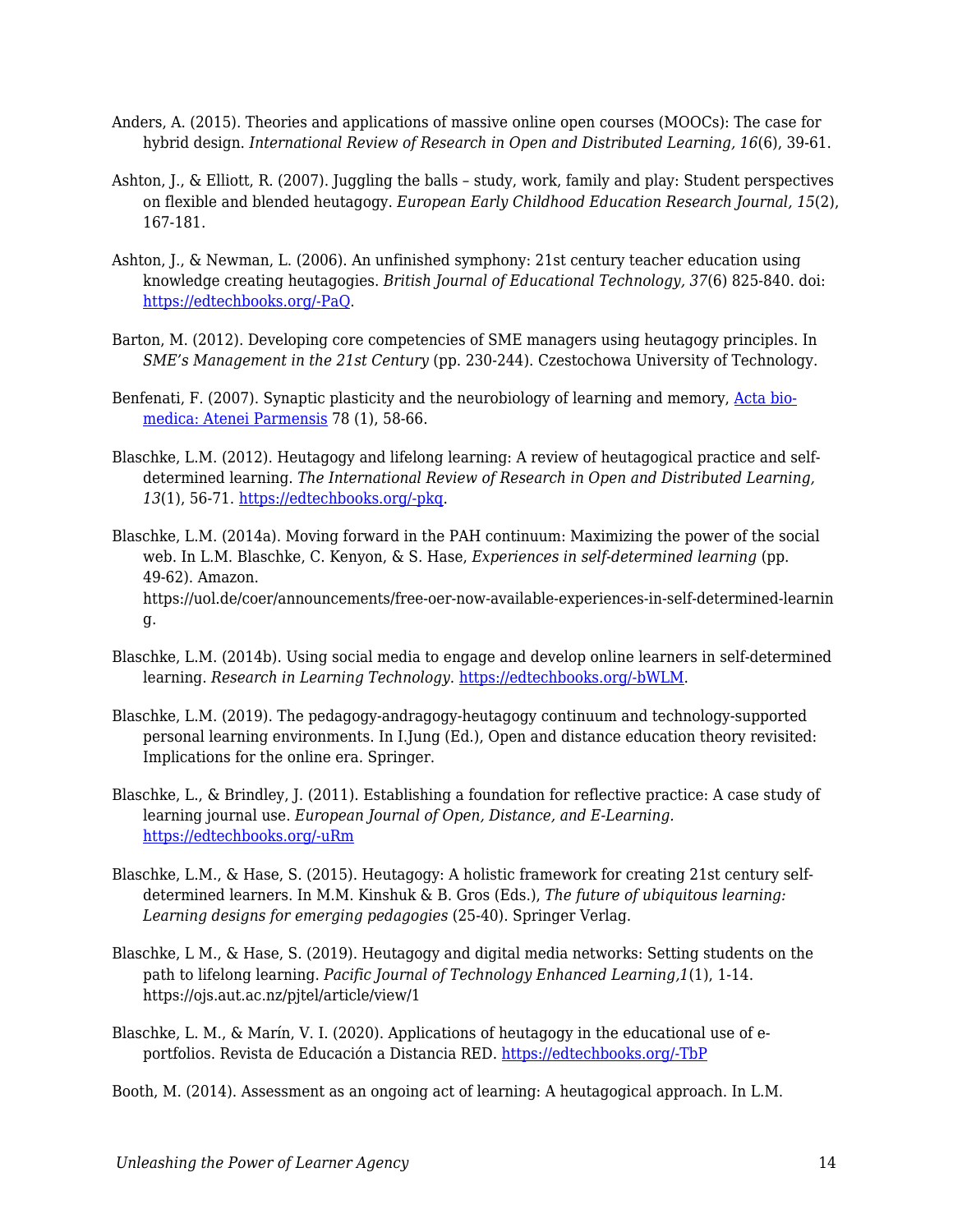Anders, A. (2015). Theories and applications of massive online open courses (MOOCs): The case for hybrid design. *International Review of Research in Open and Distributed Learning, 16*(6), 39-61.

Ashton, J., & Elliott, R. (2007). Juggling the balls – study, work, family and play: Student perspectives on flexible and blended heutagogy. *European Early Childhood Education Research Journal, 15*(2), 167-181.

Ashton, J., & Newman, L. (2006). An unfinished symphony: 21st century teacher education using knowledge creating heutagogies. *British Journal of Educational Technology, 37*(6) 825-840. doi: [https://edtechbooks.org/-PaQ](https://edtechbooks.org/-PaQ).

Barton, M. (2012). Developing core competencies of SME managers using heutagogy principles. In *SME's Management in the 21st Century* (pp. 230-244). Czestochowa University of Technology.

Benfenati, F. (2007). Synaptic plasticity and the neurobiology of learning and memory, [Acta bio-medica: Atenei Parmensis](#) 78 (1), 58-66.

Blaschke, L.M. (2012). Heutagogy and lifelong learning: A review of heutagogical practice and self-determined learning. *The International Review of Research in Open and Distributed Learning, 13*(1), 56-71. [https://edtechbooks.org/-pkq](https://edtechbooks.org/-pkq).

Blaschke, L.M. (2014a). Moving forward in the PAH continuum: Maximizing the power of the social web. In L.M. Blaschke, C. Kenyon, & S. Hase, *Experiences in self-determined learning* (pp. 49-62). Amazon. https://uol.de/coer/announcements/free-oer-now-available-experiences-in-self-determined-learning.

Blaschke, L.M. (2014b). Using social media to engage and develop online learners in self-determined learning. *Research in Learning Technology*. [https://edtechbooks.org/-bWLM](https://edtechbooks.org/-bWLM).

Blaschke, L.M. (2019). The pedagogy-andragogy-heutagogy continuum and technology-supported personal learning environments. In I.Jung (Ed.), Open and distance education theory revisited: Implications for the online era. Springer.

Blaschke, L., & Brindley, J. (2011). Establishing a foundation for reflective practice: A case study of learning journal use. *European Journal of Open, Distance, and E-Learning*. [https://edtechbooks.org/-uRm](https://edtechbooks.org/-uRm)

Blaschke, L.M., & Hase, S. (2015). Heutagogy: A holistic framework for creating 21st century self-determined learners. In M.M. Kinshuk & B. Gros (Eds.), *The future of ubiquitous learning: Learning designs for emerging pedagogies* (25-40). Springer Verlag.

Blaschke, L M., & Hase, S. (2019). Heutagogy and digital media networks: Setting students on the path to lifelong learning. *Pacific Journal of Technology Enhanced Learning,1*(1), 1-14. https://ojs.aut.ac.nz/pjtel/article/view/1

Blaschke, L. M., & Marín, V. I. (2020). Applications of heutagogy in the educational use of e-portfolios. Revista de Educación a Distancia RED. [https://edtechbooks.org/-TbP](https://edtechbooks.org/-TbP)

Booth, M. (2014). Assessment as an ongoing act of learning: A heutagogical approach. In L.M.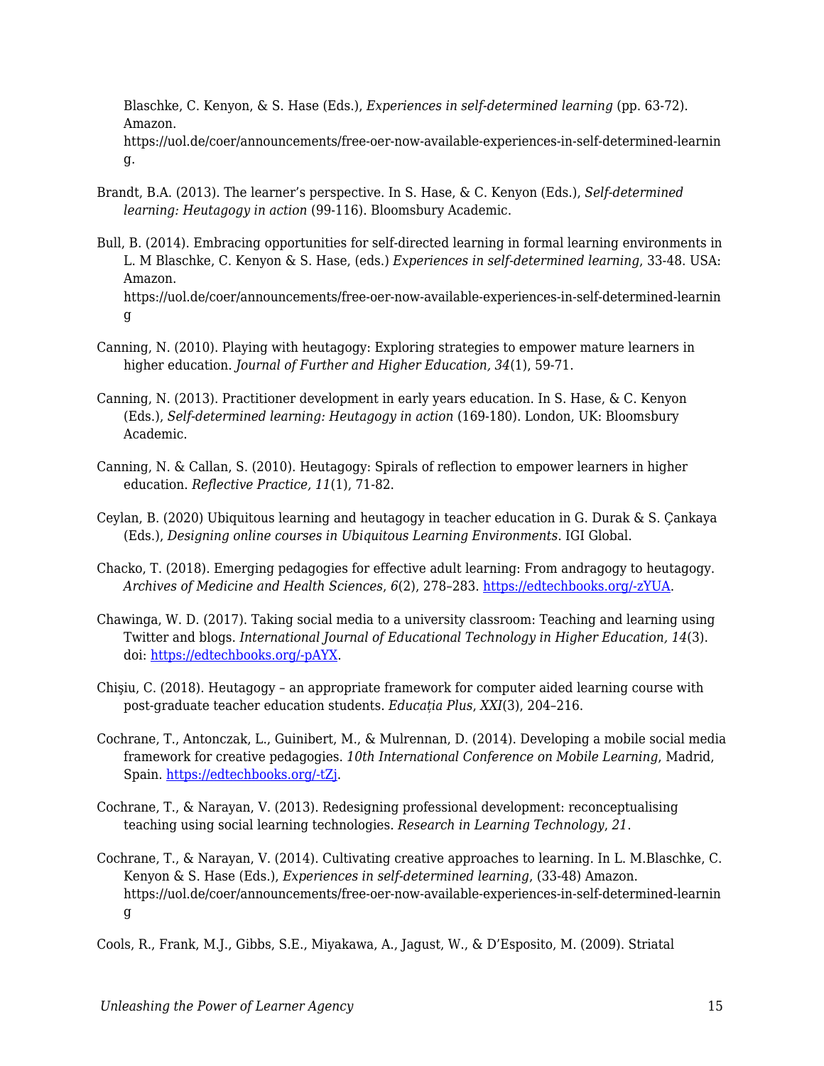Blaschke, C. Kenyon, & S. Hase (Eds.), *Experiences in self-determined learning* (pp. 63-72). Amazon. https://uol.de/coer/announcements/free-oer-now-available-experiences-in-self-determined-learning.

Brandt, B.A. (2013). The learner's perspective. In S. Hase, & C. Kenyon (Eds.), *Self-determined learning: Heutagogy in action* (99-116). Bloomsbury Academic.

Bull, B. (2014). Embracing opportunities for self-directed learning in formal learning environments in L. M Blaschke, C. Kenyon & S. Hase, (eds.) *Experiences in self-determined learning*, 33-48. USA: Amazon. https://uol.de/coer/announcements/free-oer-now-available-experiences-in-self-determined-learning

Canning, N. (2010). Playing with heutagogy: Exploring strategies to empower mature learners in higher education. *Journal of Further and Higher Education, 34*(1), 59-71.

Canning, N. (2013). Practitioner development in early years education. In S. Hase, & C. Kenyon (Eds.), *Self-determined learning: Heutagogy in action* (169-180). London, UK: Bloomsbury Academic.

Canning, N. & Callan, S. (2010). Heutagogy: Spirals of reflection to empower learners in higher education. *Reflective Practice, 11*(1), 71-82.

Ceylan, B. (2020) Ubiquitous learning and heutagogy in teacher education in G. Durak & S. Çankaya (Eds.), *Designing online courses in Ubiquitous Learning Environments*. IGI Global.

Chacko, T. (2018). Emerging pedagogies for effective adult learning: From andragogy to heutagogy. *Archives of Medicine and Health Sciences*, *6*(2), 278–283. [https://edtechbooks.org/-zYUA](https://edtechbooks.org/-zYUA).

Chawinga, W. D. (2017). Taking social media to a university classroom: Teaching and learning using Twitter and blogs. *International Journal of Educational Technology in Higher Education, 14*(3). doi: [https://edtechbooks.org/-pAYX](https://edtechbooks.org/-pAYX).

Chişiu, C. (2018). Heutagogy – an appropriate framework for computer aided learning course with post-graduate teacher education students. *Educația Plus*, *XXI*(3), 204–216.

Cochrane, T., Antonczak, L., Guinibert, M., & Mulrennan, D. (2014). Developing a mobile social media framework for creative pedagogies. *10th International Conference on Mobile Learning*, Madrid, Spain. [https://edtechbooks.org/-tZj](https://edtechbooks.org/-tZj).

Cochrane, T., & Narayan, V. (2013). Redesigning professional development: reconceptualising teaching using social learning technologies. *Research in Learning Technology*, *21*.

Cochrane, T., & Narayan, V. (2014). Cultivating creative approaches to learning. In L. M.Blaschke, C. Kenyon & S. Hase (Eds.), *Experiences in self-determined learning*, (33-48) Amazon. https://uol.de/coer/announcements/free-oer-now-available-experiences-in-self-determined-learning

Cools, R., Frank, M.J., Gibbs, S.E., Miyakawa, A., Jagust, W., & D'Esposito, M. (2009). Striatal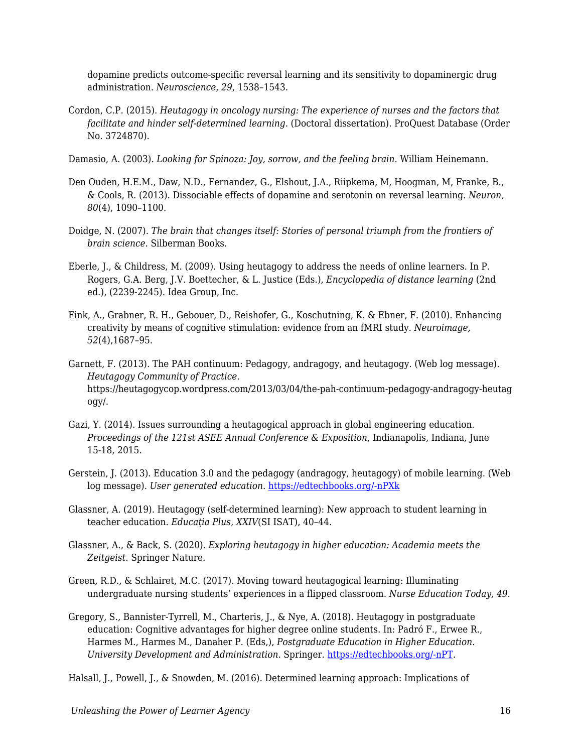dopamine predicts outcome-specific reversal learning and its sensitivity to dopaminergic drug administration. *Neuroscience, 29*, 1538–1543.

Cordon, C.P. (2015). *Heutagogy in oncology nursing: The experience of nurses and the factors that facilitate and hinder self-determined learning*. (Doctoral dissertation). ProQuest Database (Order No. 3724870).

Damasio, A. (2003). *Looking for Spinoza: Joy, sorrow, and the feeling brain*. William Heinemann.

Den Ouden, H.E.M., Daw, N.D., Fernandez, G., Elshout, J.A., Riipkema, M, Hoogman, M, Franke, B., & Cools, R. (2013). Dissociable effects of dopamine and serotonin on reversal learning. *Neuron, 80*(4), 1090–1100.

Doidge, N. (2007). *The brain that changes itself: Stories of personal triumph from the frontiers of brain science*. Silberman Books.

Eberle, J., & Childress, M. (2009). Using heutagogy to address the needs of online learners. In P. Rogers, G.A. Berg, J.V. Boettecher, & L. Justice (Eds.), *Encyclopedia of distance learning* (2nd ed.), (2239-2245). Idea Group, Inc.

Fink, A., Grabner, R. H., Gebouer, D., Reishofer, G., Koschutning, K. & Ebner, F. (2010). Enhancing creativity by means of cognitive stimulation: evidence from an fMRI study. *Neuroimage, 52*(4),1687–95.

Garnett, F. (2013). The PAH continuum: Pedagogy, andragogy, and heutagogy. (Web log message). *Heutagogy Community of Practice*. https://heutagogycop.wordpress.com/2013/03/04/the-pah-continuum-pedagogy-andragogy-heutagogy/.

Gazi, Y. (2014). Issues surrounding a heutagogical approach in global engineering education. *Proceedings of the 121st ASEE Annual Conference & Exposition*, Indianapolis, Indiana, June 15-18, 2015.

Gerstein, J. (2013). Education 3.0 and the pedagogy (andragogy, heutagogy) of mobile learning. (Web log message). *User generated education*. https://edtechbooks.org/-nPXk

Glassner, A. (2019). Heutagogy (self-determined learning): New approach to student learning in teacher education. *Educația Plus*, *XXIV*(SI ISAT), 40–44.

Glassner, A., & Back, S. (2020). *Exploring heutagogy in higher education: Academia meets the Zeitgeist.* Springer Nature.

Green, R.D., & Schlairet, M.C. (2017). Moving toward heutagogical learning: Illuminating undergraduate nursing students' experiences in a flipped classroom. *Nurse Education Today, 49*.

Gregory, S., Bannister-Tyrrell, M., Charteris, J., & Nye, A. (2018). Heutagogy in postgraduate education: Cognitive advantages for higher degree online students. In: Padró F., Erwee R., Harmes M., Harmes M., Danaher P. (Eds,), *Postgraduate Education in Higher Education. University Development and Administration*. Springer. https://edtechbooks.org/-nPT.

Halsall, J., Powell, J., & Snowden, M. (2016). Determined learning approach: Implications of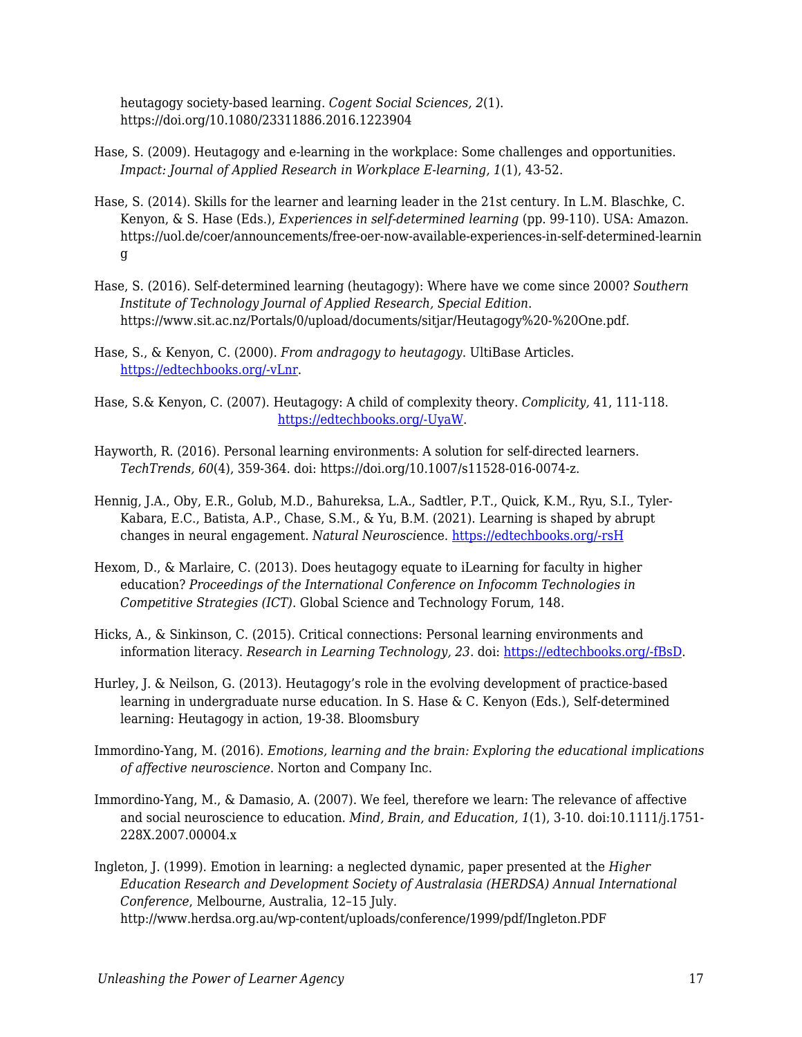heutagogy society-based learning. *Cogent Social Sciences, 2*(1). https://doi.org/10.1080/23311886.2016.1223904

Hase, S. (2009). Heutagogy and e-learning in the workplace: Some challenges and opportunities. *Impact: Journal of Applied Research in Workplace E-learning, 1*(1), 43-52.

Hase, S. (2014). Skills for the learner and learning leader in the 21st century. In L.M. Blaschke, C. Kenyon, & S. Hase (Eds.), *Experiences in self-determined learning* (pp. 99-110). USA: Amazon. https://uol.de/coer/announcements/free-oer-now-available-experiences-in-self-determined-learning

Hase, S. (2016). Self-determined learning (heutagogy): Where have we come since 2000? *Southern Institute of Technology Journal of Applied Research, Special Edition*. https://www.sit.ac.nz/Portals/0/upload/documents/sitjar/Heutagogy%20-%20One.pdf.

Hase, S., & Kenyon, C. (2000). *From andragogy to heutagogy*. UltiBase Articles. https://edtechbooks.org/-vLnr.

Hase, S.& Kenyon, C. (2007). Heutagogy: A child of complexity theory. *Complicity*, 41, 111-118. https://edtechbooks.org/-UyaW.

Hayworth, R. (2016). Personal learning environments: A solution for self-directed learners. *TechTrends, 60*(4), 359-364. doi: https://doi.org/10.1007/s11528-016-0074-z.

Hennig, J.A., Oby, E.R., Golub, M.D., Bahureksa, L.A., Sadtler, P.T., Quick, K.M., Ryu, S.I., Tyler-Kabara, E.C., Batista, A.P., Chase, S.M., & Yu, B.M. (2021). Learning is shaped by abrupt changes in neural engagement. *Natural Neuroscience*. https://edtechbooks.org/-rsH

Hexom, D., & Marlaire, C. (2013). Does heutagogy equate to iLearning for faculty in higher education? *Proceedings of the International Conference on Infocomm Technologies in Competitive Strategies (ICT)*. Global Science and Technology Forum, 148.

Hicks, A., & Sinkinson, C. (2015). Critical connections: Personal learning environments and information literacy. *Research in Learning Technology, 23*. doi: https://edtechbooks.org/-fBsD.

Hurley, J. & Neilson, G. (2013). Heutagogy's role in the evolving development of practice-based learning in undergraduate nurse education. In S. Hase & C. Kenyon (Eds.), Self-determined learning: Heutagogy in action, 19-38. Bloomsbury

Immordino-Yang, M. (2016). *Emotions, learning and the brain: Exploring the educational implications of affective neuroscience*. Norton and Company Inc.

Immordino-Yang, M., & Damasio, A. (2007). We feel, therefore we learn: The relevance of affective and social neuroscience to education. *Mind, Brain, and Education, 1*(1), 3-10. doi:10.1111/j.1751-228X.2007.00004.x

Ingleton, J. (1999). Emotion in learning: a neglected dynamic, paper presented at the *Higher Education Research and Development Society of Australasia (HERDSA) Annual International Conference*, Melbourne, Australia, 12–15 July. http://www.herdsa.org.au/wp-content/uploads/conference/1999/pdf/Ingleton.PDF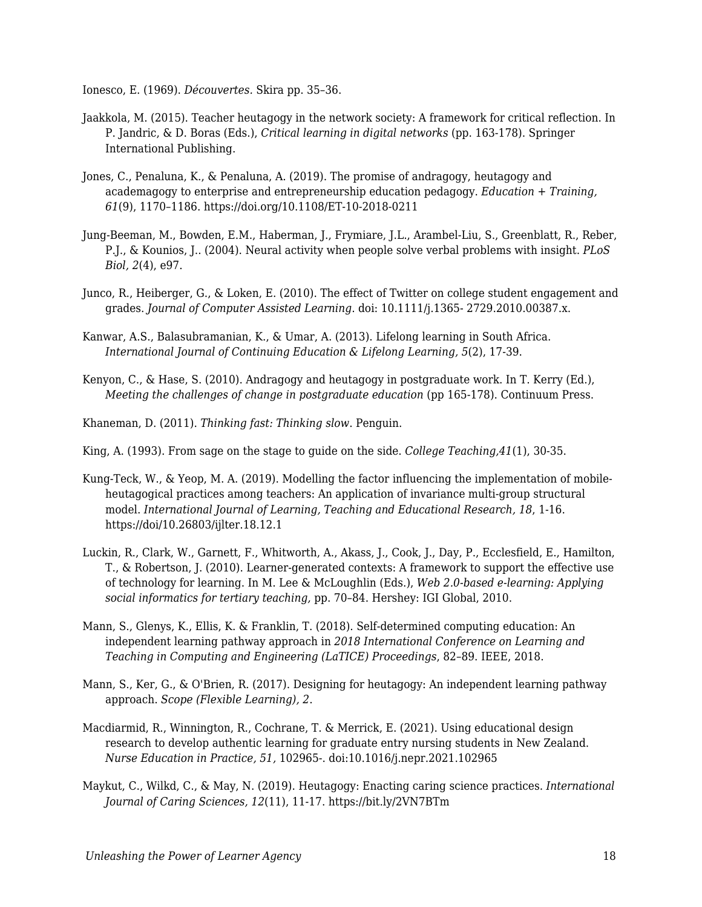Ionesco, E. (1969). *Découvertes*. Skira pp. 35–36.

Jaakkola, M. (2015). Teacher heutagogy in the network society: A framework for critical reflection. In P. Jandric, & D. Boras (Eds.), *Critical learning in digital networks* (pp. 163-178). Springer International Publishing.

Jones, C., Penaluna, K., & Penaluna, A. (2019). The promise of andragogy, heutagogy and academagogy to enterprise and entrepreneurship education pedagogy. *Education + Training, 61*(9), 1170–1186. https://doi.org/10.1108/ET-10-2018-0211

Jung-Beeman, M., Bowden, E.M., Haberman, J., Frymiare, J.L., Arambel-Liu, S., Greenblatt, R., Reber, P.J., & Kounios, J.. (2004). Neural activity when people solve verbal problems with insight. *PLoS Biol, 2*(4), e97.

Junco, R., Heiberger, G., & Loken, E. (2010). The effect of Twitter on college student engagement and grades. *Journal of Computer Assisted Learning*. doi: 10.1111/j.1365- 2729.2010.00387.x.

Kanwar, A.S., Balasubramanian, K., & Umar, A. (2013). Lifelong learning in South Africa. *International Journal of Continuing Education & Lifelong Learning, 5*(2), 17-39.

Kenyon, C., & Hase, S. (2010). Andragogy and heutagogy in postgraduate work. In T. Kerry (Ed.), *Meeting the challenges of change in postgraduate education* (pp 165-178). Continuum Press.

Khaneman, D. (2011). *Thinking fast: Thinking slow*. Penguin.

King, A. (1993). From sage on the stage to guide on the side. *College Teaching,41*(1), 30-35.

Kung-Teck, W., & Yeop, M. A. (2019). Modelling the factor influencing the implementation of mobile-heutagogical practices among teachers: An application of invariance multi-group structural model. *International Journal of Learning, Teaching and Educational Research, 18*, 1-16. https://doi/10.26803/ijlter.18.12.1

Luckin, R., Clark, W., Garnett, F., Whitworth, A., Akass, J., Cook, J., Day, P., Ecclesfield, E., Hamilton, T., & Robertson, J. (2010). Learner-generated contexts: A framework to support the effective use of technology for learning. In M. Lee & McLoughlin (Eds.), *Web 2.0-based e-learning: Applying social informatics for tertiary teaching,* pp. 70–84. Hershey: IGI Global, 2010.

Mann, S., Glenys, K., Ellis, K. & Franklin, T. (2018). Self-determined computing education: An independent learning pathway approach in *2018 International Conference on Learning and Teaching in Computing and Engineering (LaTICE) Proceedings*, 82–89. IEEE, 2018.

Mann, S., Ker, G., & O'Brien, R. (2017). Designing for heutagogy: An independent learning pathway approach. *Scope (Flexible Learning), 2*.

Macdiarmid, R., Winnington, R., Cochrane, T. & Merrick, E. (2021). Using educational design research to develop authentic learning for graduate entry nursing students in New Zealand. *Nurse Education in Practice, 51,* 102965-. doi:10.1016/j.nepr.2021.102965

Maykut, C., Wilkd, C., & May, N. (2019). Heutagogy: Enacting caring science practices. *International Journal of Caring Sciences, 12*(11), 11-17. https://bit.ly/2VN7BTm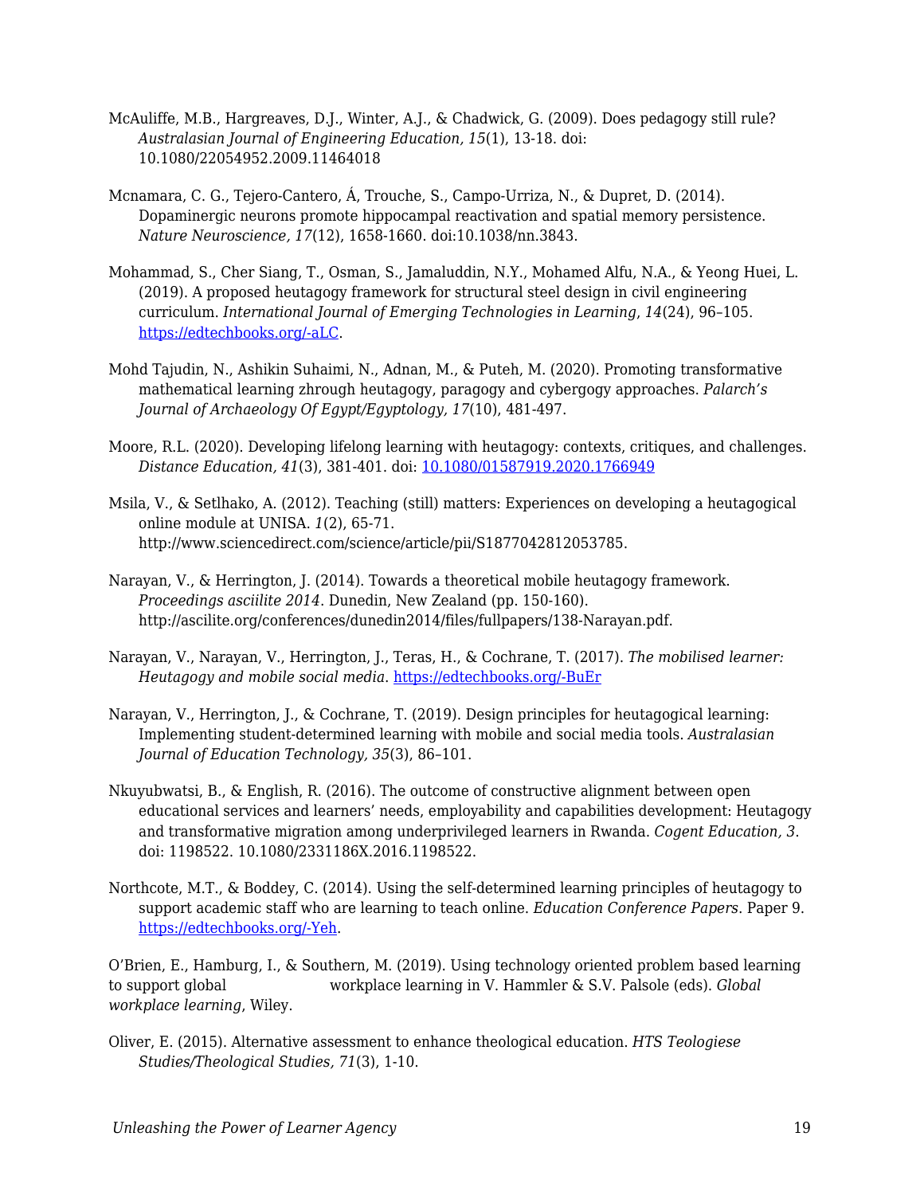McAuliffe, M.B., Hargreaves, D.J., Winter, A.J., & Chadwick, G. (2009). Does pedagogy still rule? *Australasian Journal of Engineering Education, 15*(1), 13-18. doi: 10.1080/22054952.2009.11464018

Mcnamara, C. G., Tejero-Cantero, Á, Trouche, S., Campo-Urriza, N., & Dupret, D. (2014). Dopaminergic neurons promote hippocampal reactivation and spatial memory persistence. *Nature Neuroscience, 17*(12), 1658-1660. doi:10.1038/nn.3843.

Mohammad, S., Cher Siang, T., Osman, S., Jamaluddin, N.Y., Mohamed Alfu, N.A., & Yeong Huei, L. (2019). A proposed heutagogy framework for structural steel design in civil engineering curriculum. *International Journal of Emerging Technologies in Learning*, *14*(24), 96–105. [https://edtechbooks.org/-aLC](https://edtechbooks.org/-aLC).

Mohd Tajudin, N., Ashikin Suhaimi, N., Adnan, M., & Puteh, M. (2020). Promoting transformative mathematical learning zhrough heutagogy, paragogy and cybergogy approaches. *Palarch's Journal of Archaeology Of Egypt/Egyptology, 17*(10), 481-497.

Moore, R.L. (2020). Developing lifelong learning with heutagogy: contexts, critiques, and challenges. *Distance Education, 41*(3), 381-401. doi: [10.1080/01587919.2020.1766949](10.1080/01587919.2020.1766949)

Msila, V., & Setlhako, A. (2012). Teaching (still) matters: Experiences on developing a heutagogical online module at UNISA. *1*(2), 65-71. http://www.sciencedirect.com/science/article/pii/S1877042812053785.

Narayan, V., & Herrington, J. (2014). Towards a theoretical mobile heutagogy framework. *Proceedings asciilite 2014*. Dunedin, New Zealand (pp. 150-160). http://ascilite.org/conferences/dunedin2014/files/fullpapers/138-Narayan.pdf.

Narayan, V., Narayan, V., Herrington, J., Teras, H., & Cochrane, T. (2017). *The mobilised learner: Heutagogy and mobile social media*. [https://edtechbooks.org/-BuEr](https://edtechbooks.org/-BuEr)

Narayan, V., Herrington, J., & Cochrane, T. (2019). Design principles for heutagogical learning: Implementing student-determined learning with mobile and social media tools. *Australasian Journal of Education Technology, 35*(3), 86–101.

Nkuyubwatsi, B., & English, R. (2016). The outcome of constructive alignment between open educational services and learners' needs, employability and capabilities development: Heutagogy and transformative migration among underprivileged learners in Rwanda. *Cogent Education, 3*. doi: 1198522. 10.1080/2331186X.2016.1198522.

Northcote, M.T., & Boddey, C. (2014). Using the self-determined learning principles of heutagogy to support academic staff who are learning to teach online. *Education Conference Papers*. Paper 9. [https://edtechbooks.org/-Yeh](https://edtechbooks.org/-Yeh).

O'Brien, E., Hamburg, I., & Southern, M. (2019). Using technology oriented problem based learning to support global workplace learning in V. Hammler & S.V. Palsole (eds). *Global workplace learning*, Wiley.

Oliver, E. (2015). Alternative assessment to enhance theological education. *HTS Teologiese Studies/Theological Studies, 71*(3), 1-10.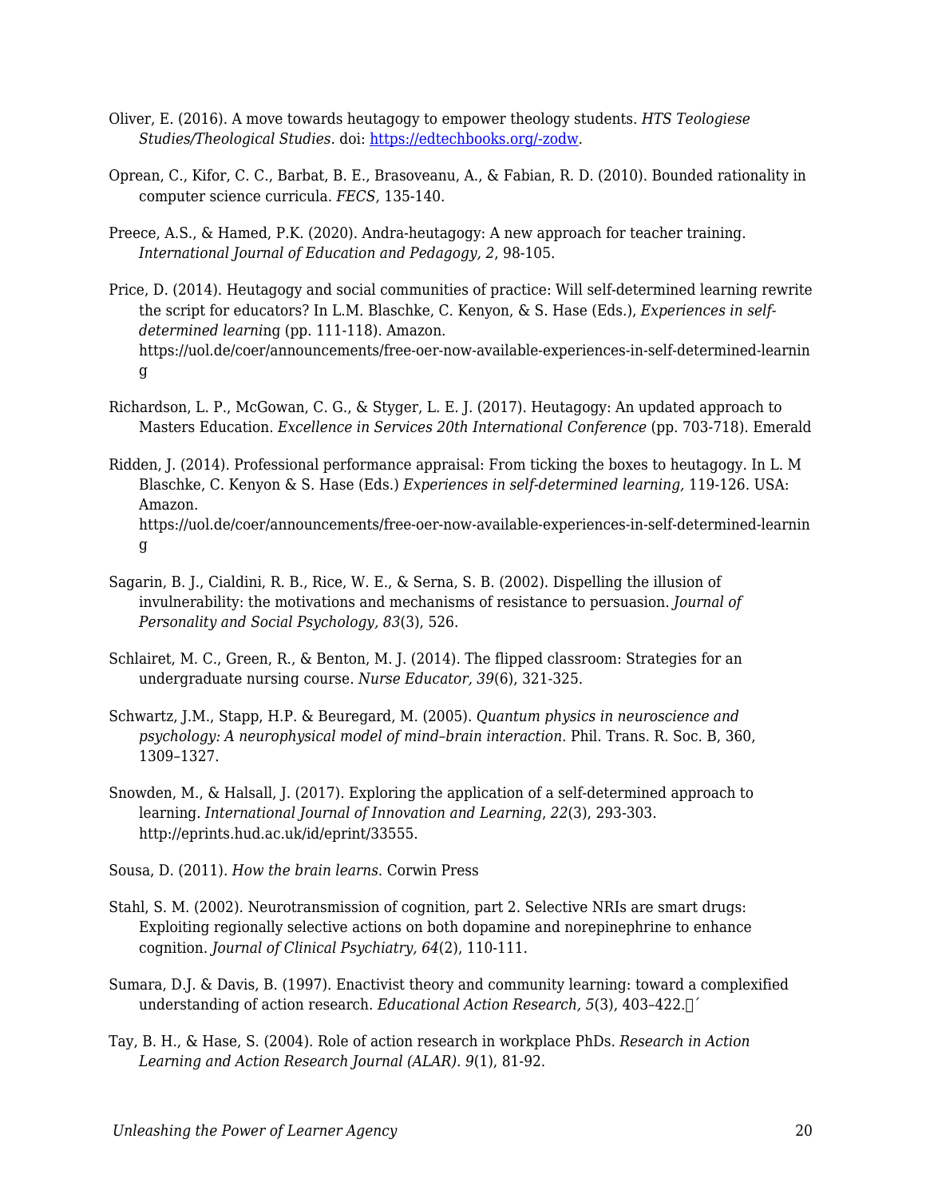Oliver, E. (2016). A move towards heutagogy to empower theology students. *HTS Teologiese Studies/Theological Studies.* doi: [https://edtechbooks.org/-zodw](https://edtechbooks.org/-zodw).

Oprean, C., Kifor, C. C., Barbat, B. E., Brasoveanu, A., & Fabian, R. D. (2010). Bounded rationality in computer science curricula. *FECS*, 135-140.

Preece, A.S., & Hamed, P.K. (2020). Andra-heutagogy: A new approach for teacher training. *International Journal of Education and Pedagogy, 2*, 98-105.

Price, D. (2014). Heutagogy and social communities of practice: Will self-determined learning rewrite the script for educators? In L.M. Blaschke, C. Kenyon, & S. Hase (Eds.), *Experiences in self-determined learni*ng (pp. 111-118). Amazon. https://uol.de/coer/announcements/free-oer-now-available-experiences-in-self-determined-learning

Richardson, L. P., McGowan, C. G., & Styger, L. E. J. (2017). Heutagogy: An updated approach to Masters Education. *Excellence in Services 20th International Conference* (pp. 703-718). Emerald

Ridden, J. (2014). Professional performance appraisal: From ticking the boxes to heutagogy. In L. M Blaschke, C. Kenyon & S. Hase (Eds.) *Experiences in self-determined learning,* 119-126. USA: Amazon. https://uol.de/coer/announcements/free-oer-now-available-experiences-in-self-determined-learning

Sagarin, B. J., Cialdini, R. B., Rice, W. E., & Serna, S. B. (2002). Dispelling the illusion of invulnerability: the motivations and mechanisms of resistance to persuasion. *Journal of Personality and Social Psychology, 83*(3), 526.

Schlairet, M. C., Green, R., & Benton, M. J. (2014). The flipped classroom: Strategies for an undergraduate nursing course. *Nurse Educator, 39*(6), 321-325.

Schwartz, J.M., Stapp, H.P. & Beuregard, M. (2005). *Quantum physics in neuroscience and psychology: A neurophysical model of mind–brain interaction*. Phil. Trans. R. Soc. B*,* 360, 1309–1327.

Snowden, M., & Halsall, J. (2017). Exploring the application of a self-determined approach to learning. *International Journal of Innovation and Learning*, *22*(3), 293-303. http://eprints.hud.ac.uk/id/eprint/33555.

Sousa, D. (2011). *How the brain learns.* Corwin Press

Stahl, S. M. (2002). Neurotransmission of cognition, part 2. Selective NRIs are smart drugs: Exploiting regionally selective actions on both dopamine and norepinephrine to enhance cognition. *Journal of Clinical Psychiatry, 64*(2), 110-111.

Sumara, D.J. & Davis, B. (1997). Enactivist theory and community learning: toward a complexified understanding of action research. *Educational Action Research, 5*(3), 403–422.

Tay, B. H., & Hase, S. (2004). Role of action research in workplace PhDs. *Research in Action Learning and Action Research Journal (ALAR). 9*(1), 81-92.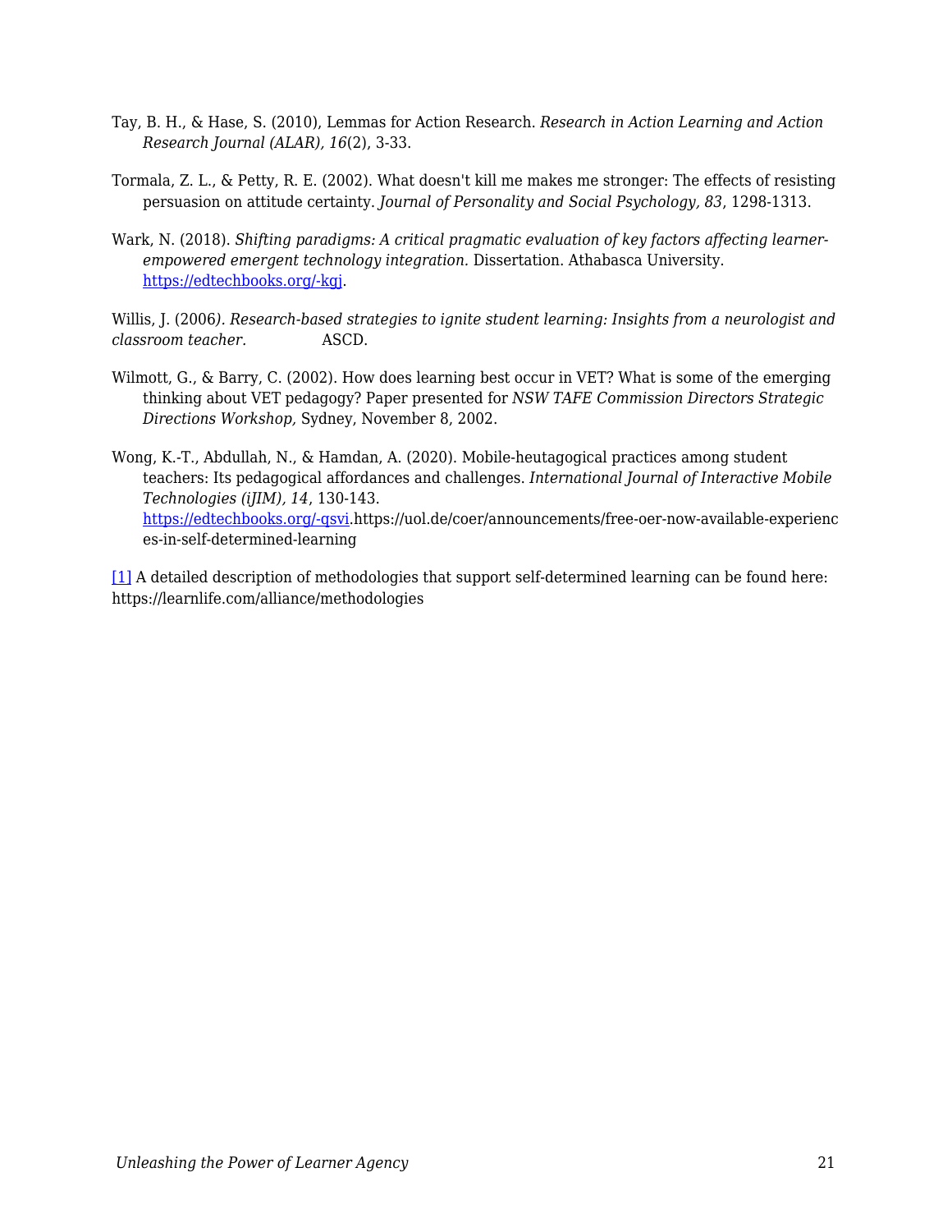Tay, B. H., & Hase, S. (2010), Lemmas for Action Research. *Research in Action Learning and Action Research Journal (ALAR), 16*(2), 3-33.

Tormala, Z. L., & Petty, R. E. (2002). What doesn't kill me makes me stronger: The effects of resisting persuasion on attitude certainty. *Journal of Personality and Social Psychology, 83*, 1298-1313.

Wark, N. (2018). *Shifting paradigms: A critical pragmatic evaluation of key factors affecting learner-empowered emergent technology integration.* Dissertation. Athabasca University. https://edtechbooks.org/-kgj.

Willis, J. (2006*). Research-based strategies to ignite student learning: Insights from a neurologist and classroom teacher.* ASCD.

Wilmott, G., & Barry, C. (2002). How does learning best occur in VET? What is some of the emerging thinking about VET pedagogy? Paper presented for *NSW TAFE Commission Directors Strategic Directions Workshop,* Sydney, November 8, 2002.

Wong, K.-T., Abdullah, N., & Hamdan, A. (2020). Mobile-heutagogical practices among student teachers: Its pedagogical affordances and challenges. *International Journal of Interactive Mobile Technologies (iJIM), 14*, 130-143. https://edtechbooks.org/-qsvi.https://uol.de/coer/announcements/free-oer-now-available-experiences-in-self-determined-learning

[1] A detailed description of methodologies that support self-determined learning can be found here: https://learnlife.com/alliance/methodologies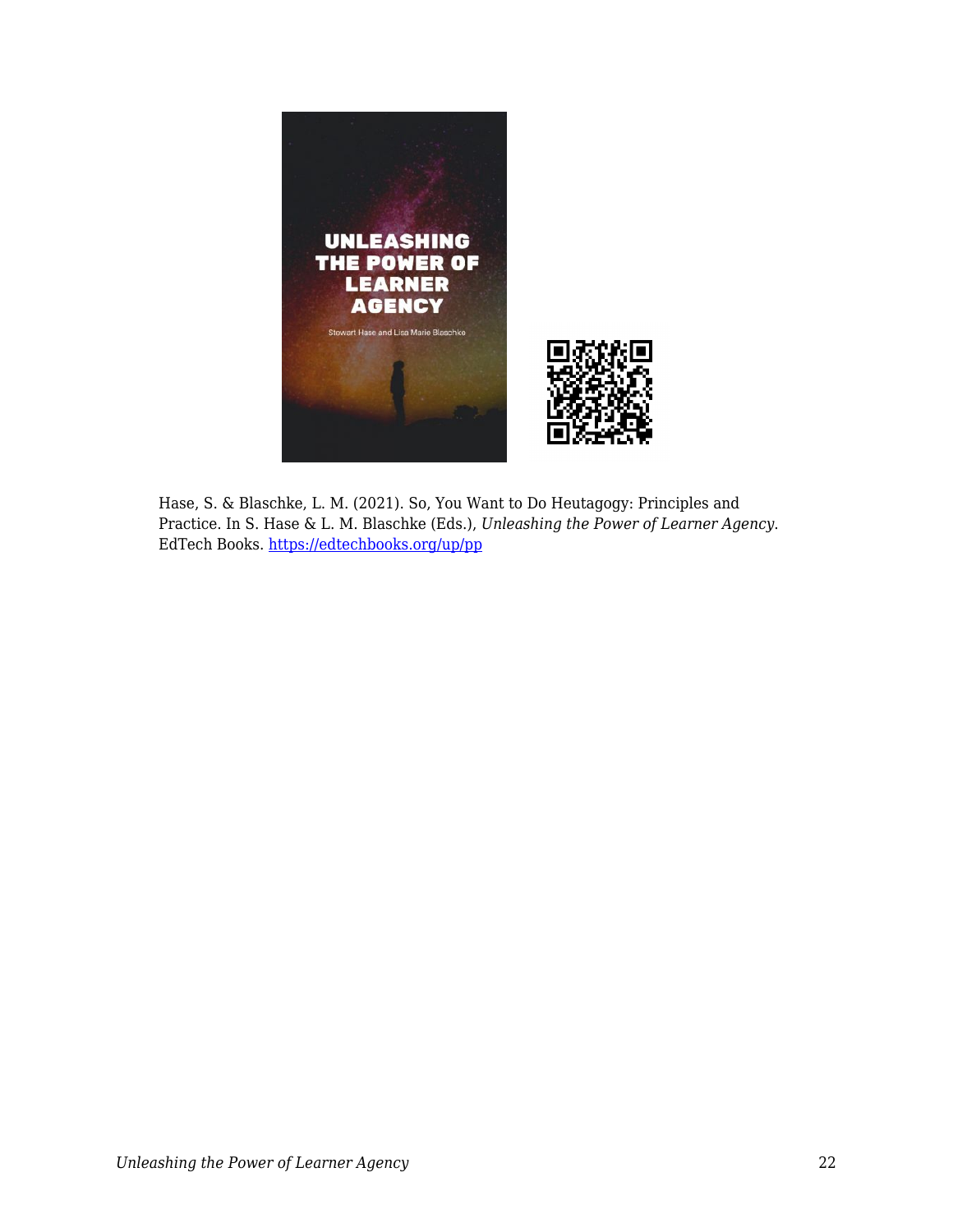Hase, S. & Blaschke, L. M. (2021). So, You Want to Do Heutagogy: Principles and Practice. In S. Hase & L. M. Blaschke (Eds.), *Unleashing the Power of Learner Agency*. EdTech Books. https://edtechbooks.org/up/pp